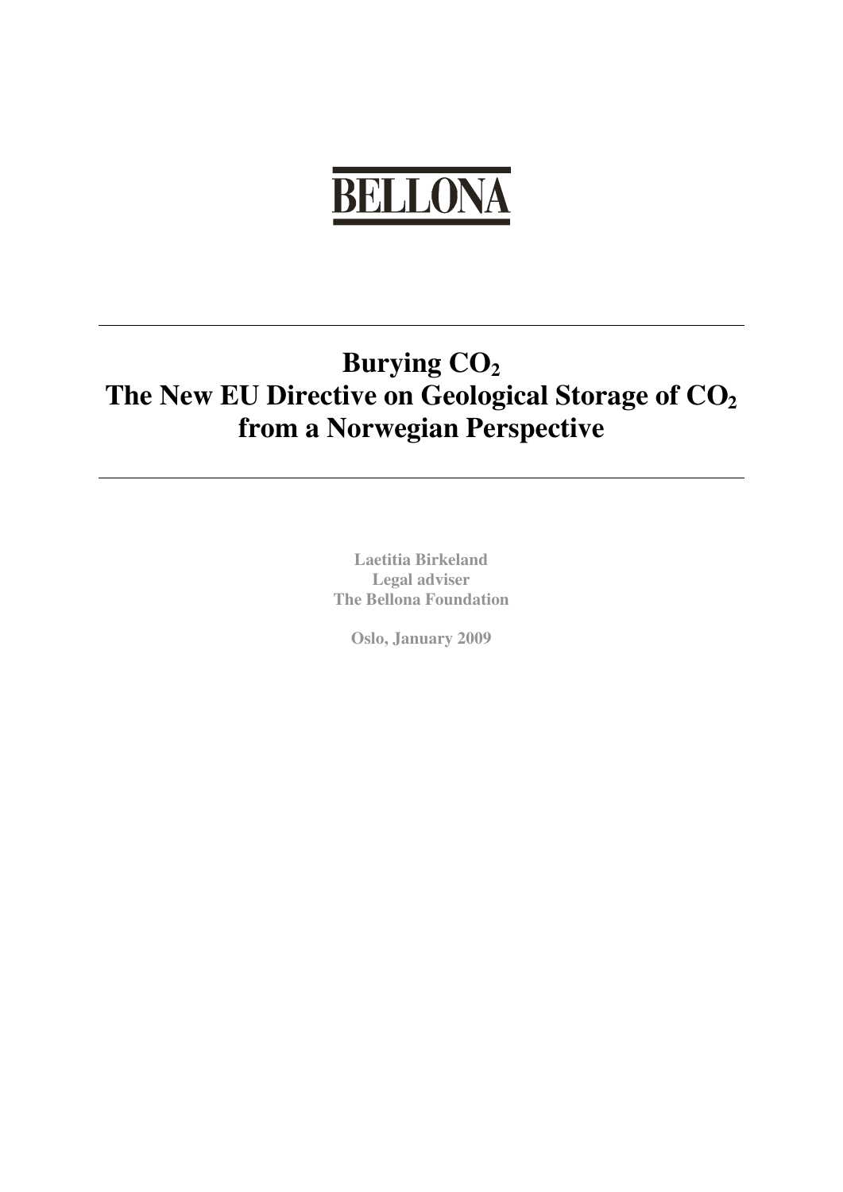BELLONA

---

# Burying $CO_2$
# The New EU Directive on Geological Storage of $CO_2$ from a Norwegian Perspective

---

**Laetitia Birkeland**
**Legal adviser**
**The Bellona Foundation**

**Oslo, January 2009**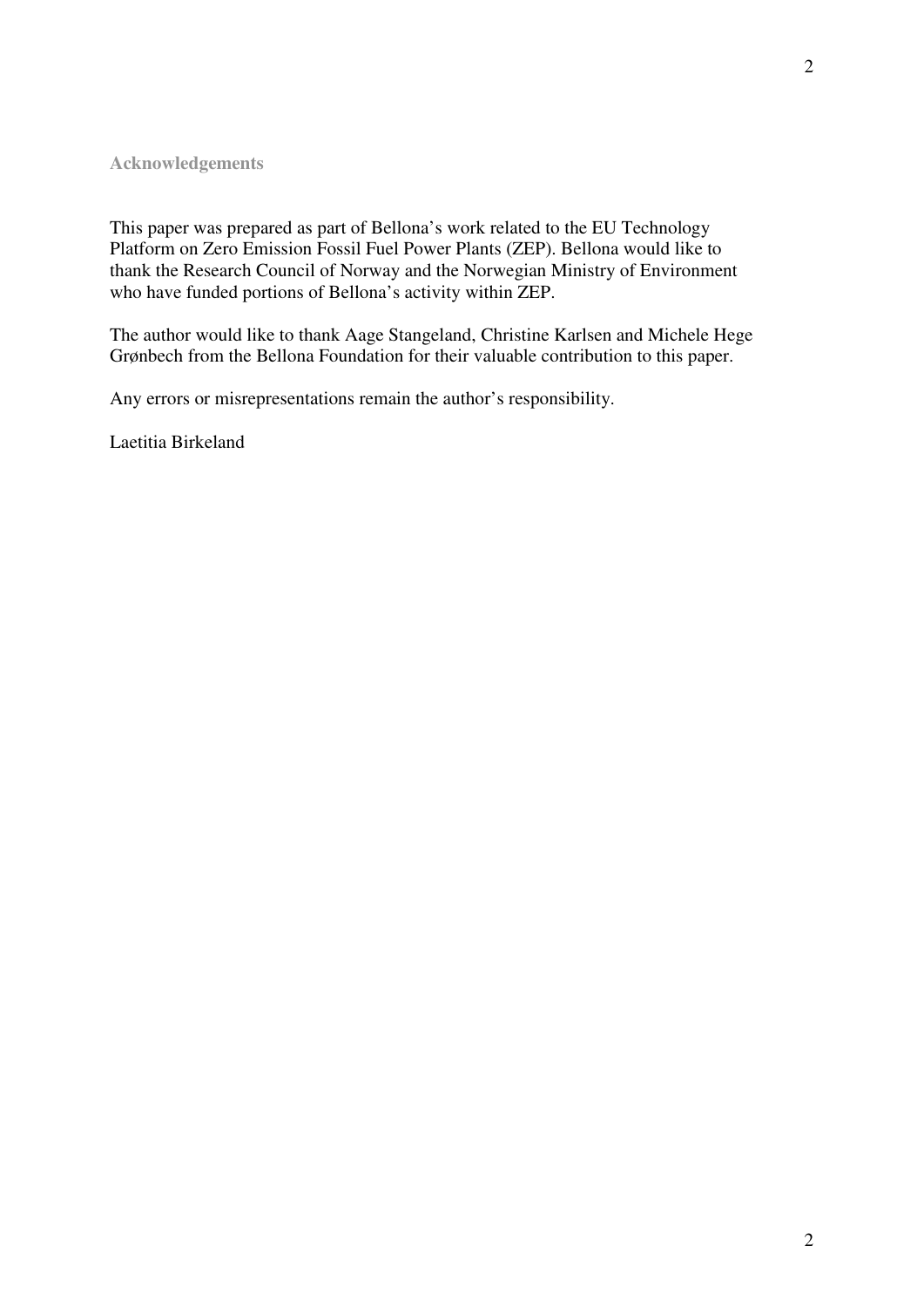## Acknowledgements

This paper was prepared as part of Bellona's work related to the EU Technology Platform on Zero Emission Fossil Fuel Power Plants (ZEP). Bellona would like to thank the Research Council of Norway and the Norwegian Ministry of Environment who have funded portions of Bellona's activity within ZEP.

The author would like to thank Aage Stangeland, Christine Karlsen and Michele Hege Grønbech from the Bellona Foundation for their valuable contribution to this paper.

Any errors or misrepresentations remain the author's responsibility.

Laetitia Birkeland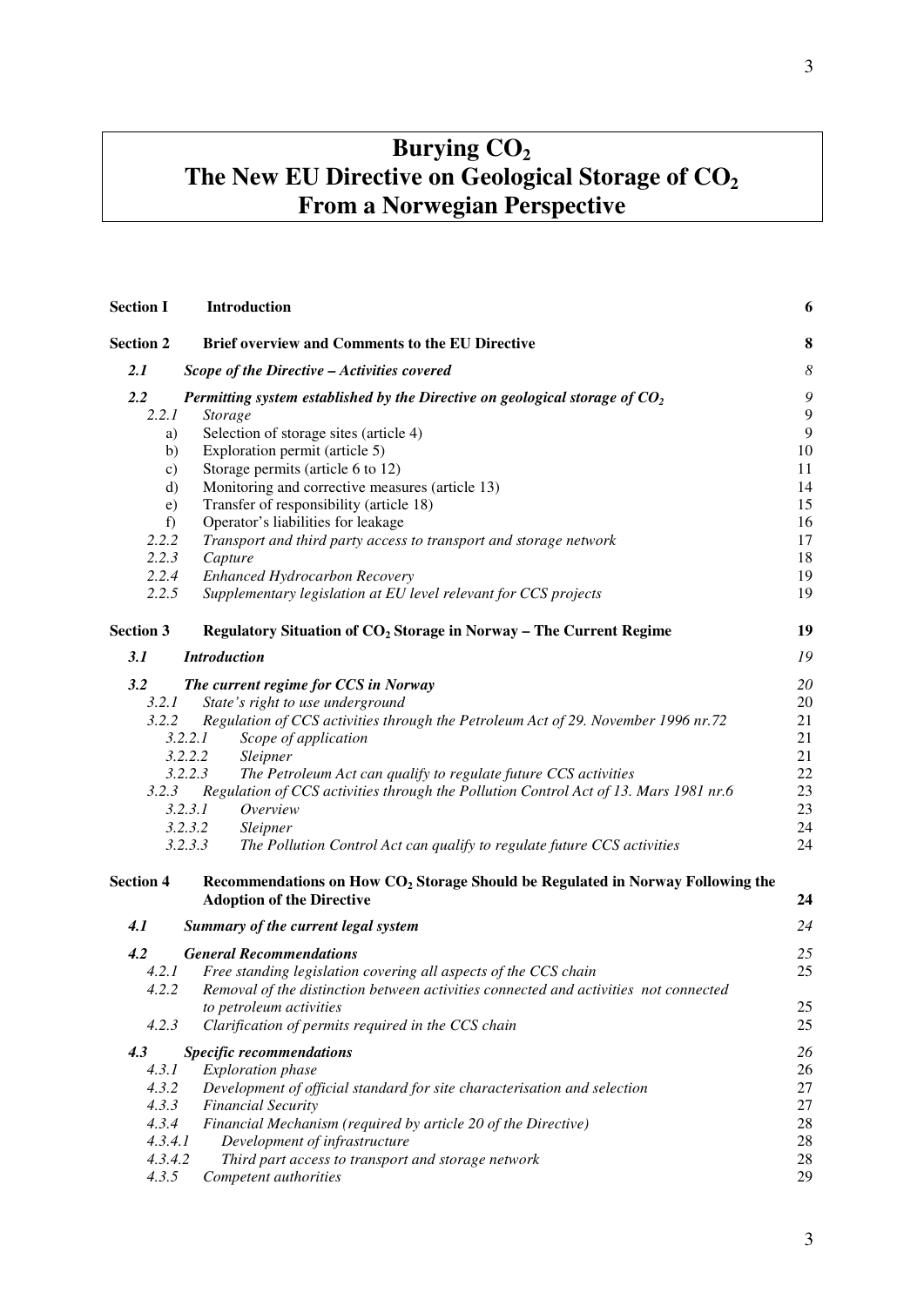# Burying $CO_2$ The New EU Directive on Geological Storage of $CO_2$ From a Norwegian Perspective

| | | |
|---|---|---|
| **Section I** | **Introduction** | **6** |
| **Section 2** | **Brief overview and Comments to the EU Directive** | **8** |
| ***2.1*** | ***Scope of the Directive – Activities covered*** | *8* |
| ***2.2*** | ***Permitting system established by the Directive on geological storage of $CO_2$*** | *9* |
| *2.2.1* | *Storage* | 9 |
| a) | Selection of storage sites (article 4) | 9 |
| b) | Exploration permit (article 5) | 10 |
| c) | Storage permits (article 6 to 12) | 11 |
| d) | Monitoring and corrective measures (article 13) | 14 |
| e) | Transfer of responsibility (article 18) | 15 |
| f) | Operator's liabilities for leakage | 16 |
| *2.2.2* | *Transport and third party access to transport and storage network* | 17 |
| *2.2.3* | *Capture* | 18 |
| *2.2.4* | *Enhanced Hydrocarbon Recovery* | 19 |
| *2.2.5* | *Supplementary legislation at EU level relevant for CCS projects* | 19 |
| **Section 3** | **Regulatory Situation of $CO_2$ Storage in Norway – The Current Regime** | **19** |
| ***3.1*** | ***Introduction*** | *19* |
| ***3.2*** | ***The current regime for CCS in Norway*** | *20* |
| *3.2.1* | *State's right to use underground* | 20 |
| *3.2.2* | *Regulation of CCS activities through the Petroleum Act of 29. November 1996 nr.72* | 21 |
| *3.2.2.1* | *Scope of application* | 21 |
| *3.2.2.2* | *Sleipner* | 21 |
| *3.2.2.3* | *The Petroleum Act can qualify to regulate future CCS activities* | 22 |
| *3.2.3* | *Regulation of CCS activities through the Pollution Control Act of 13. Mars 1981 nr.6* | 23 |
| *3.2.3.1* | *Overview* | 23 |
| *3.2.3.2* | *Sleipner* | 24 |
| *3.2.3.3* | *The Pollution Control Act can qualify to regulate future CCS activities* | 24 |
| **Section 4** | **Recommendations on How $CO_2$ Storage Should be Regulated in Norway Following the Adoption of the Directive** | **24** |
| ***4.1*** | ***Summary of the current legal system*** | *24* |
| ***4.2*** | ***General Recommendations*** | *25* |
| *4.2.1* | *Free standing legislation covering all aspects of the CCS chain* | 25 |
| *4.2.2* | *Removal of the distinction between activities connected and activities not connected to petroleum activities* | 25 |
| *4.2.3* | *Clarification of permits required in the CCS chain* | 25 |
| ***4.3*** | ***Specific recommendations*** | *26* |
| *4.3.1* | *Exploration phase* | 26 |
| *4.3.2* | *Development of official standard for site characterisation and selection* | 27 |
| *4.3.3* | *Financial Security* | 27 |
| *4.3.4* | *Financial Mechanism (required by article 20 of the Directive)* | 28 |
| *4.3.4.1* | *Development of infrastructure* | 28 |
| *4.3.4.2* | *Third part access to transport and storage network* | 28 |
| *4.3.5* | *Competent authorities* | 29 |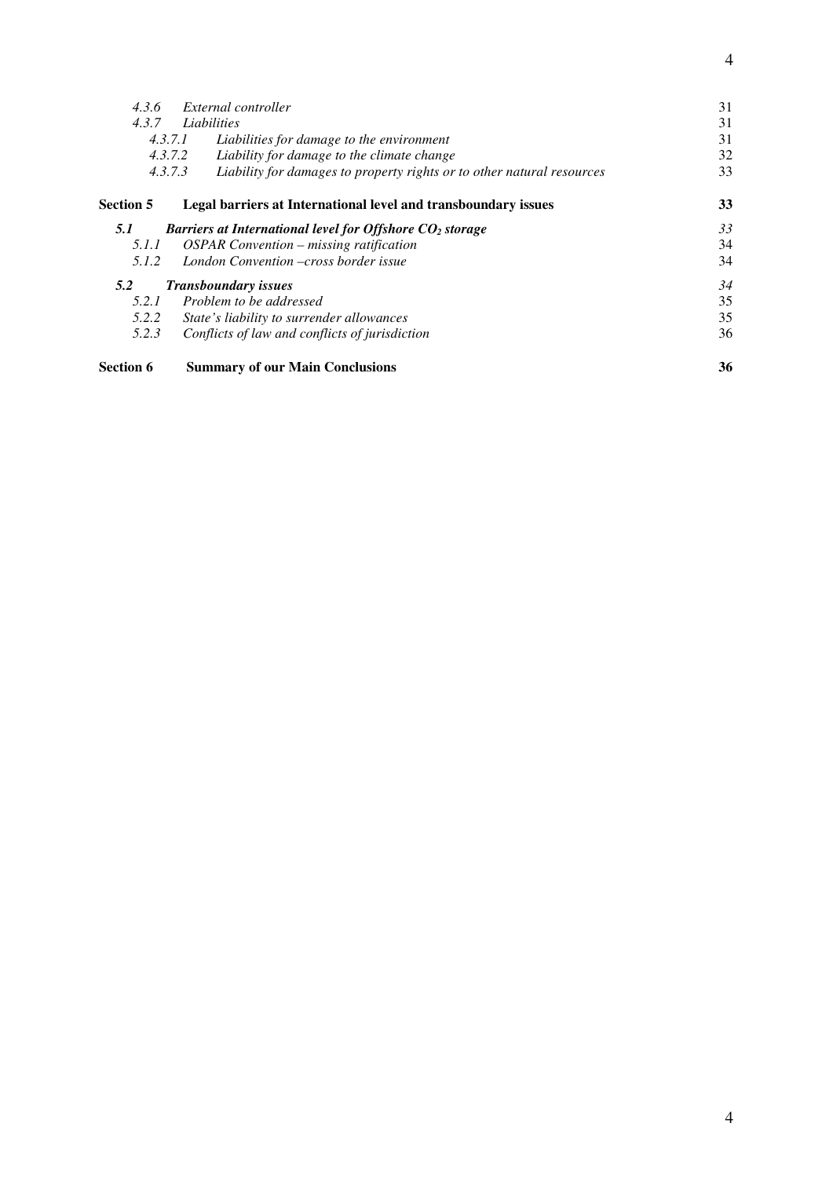| | | |
|---|---|---|
| *4.3.6* | *External controller* | 31 |
| *4.3.7* | *Liabilities* | 31 |
| *4.3.7.1* | *Liabilities for damage to the environment* | 31 |
| *4.3.7.2* | *Liability for damage to the climate change* | 32 |
| *4.3.7.3* | *Liability for damages to property rights or to other natural resources* | 33 |
| **Section 5** | **Legal barriers at International level and transboundary issues** | **33** |
| ***5.1*** | ***Barriers at International level for Offshore $CO_2$ storage*** | *33* |
| *5.1.1* | *OSPAR Convention – missing ratification* | 34 |
| *5.1.2* | *London Convention –cross border issue* | 34 |
| ***5.2*** | ***Transboundary issues*** | *34* |
| *5.2.1* | *Problem to be addressed* | 35 |
| *5.2.2* | *State's liability to surrender allowances* | 35 |
| *5.2.3* | *Conflicts of law and conflicts of jurisdiction* | 36 |
| **Section 6** | **Summary of our Main Conclusions** | **36** |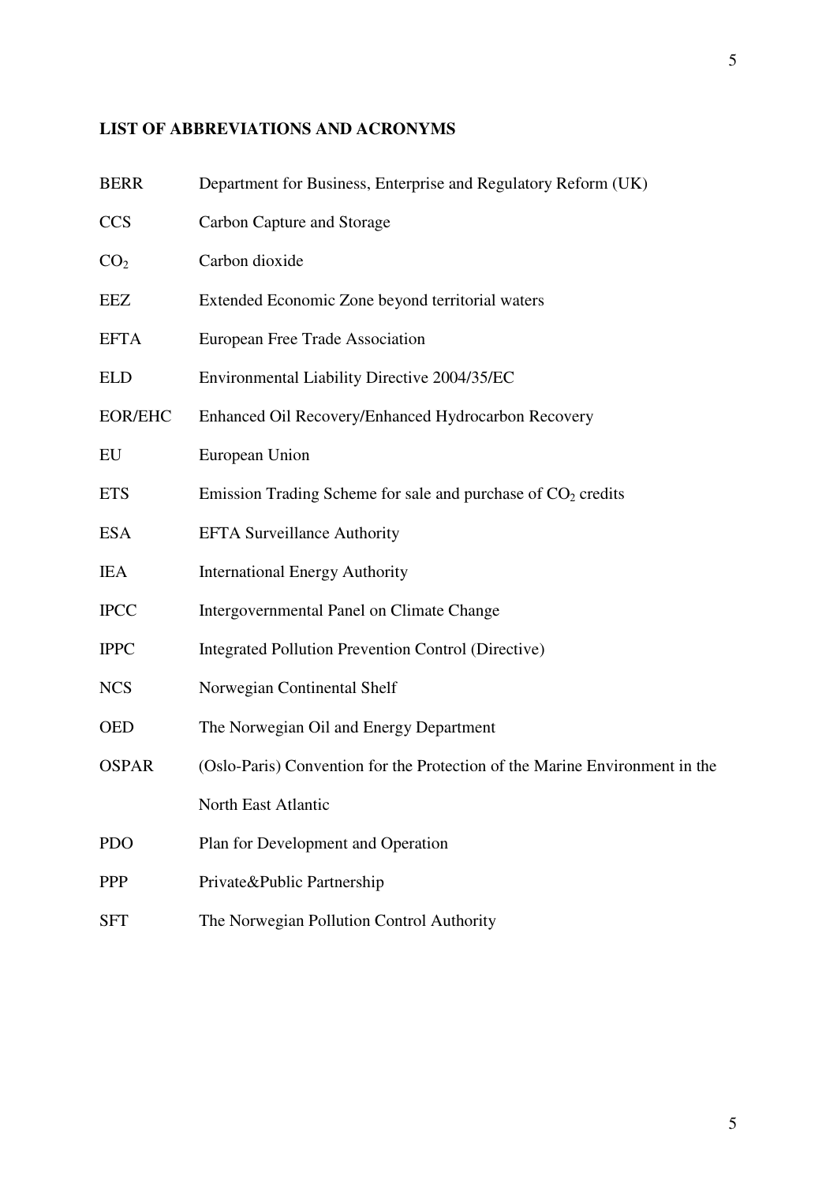**LIST OF ABBREVIATIONS AND ACRONYMS**

| | |
|---|---|
| BERR | Department for Business, Enterprise and Regulatory Reform (UK) |
| CCS | Carbon Capture and Storage |
| $CO_2$ | Carbon dioxide |
| EEZ | Extended Economic Zone beyond territorial waters |
| EFTA | European Free Trade Association |
| ELD | Environmental Liability Directive 2004/35/EC |
| EOR/EHC | Enhanced Oil Recovery/Enhanced Hydrocarbon Recovery |
| EU | European Union |
| ETS | Emission Trading Scheme for sale and purchase of $CO_2$ credits |
| ESA | EFTA Surveillance Authority |
| IEA | International Energy Authority |
| IPCC | Intergovernmental Panel on Climate Change |
| IPPC | Integrated Pollution Prevention Control (Directive) |
| NCS | Norwegian Continental Shelf |
| OED | The Norwegian Oil and Energy Department |
| OSPAR | (Oslo-Paris) Convention for the Protection of the Marine Environment in the North East Atlantic |
| PDO | Plan for Development and Operation |
| PPP | Private&Public Partnership |
| SFT | The Norwegian Pollution Control Authority |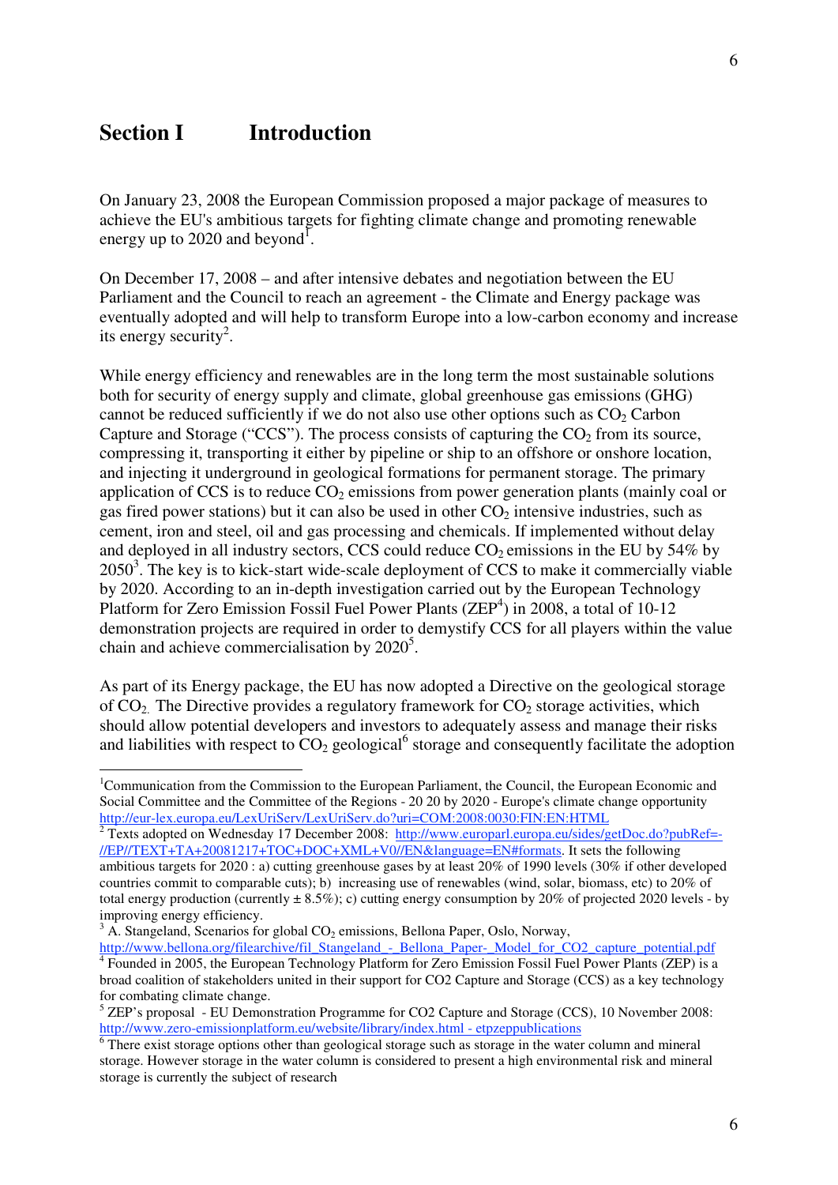# Section I Introduction

On January 23, 2008 the European Commission proposed a major package of measures to achieve the EU's ambitious targets for fighting climate change and promoting renewable energy up to 2020 and beyond[1].

On December 17, 2008 – and after intensive debates and negotiation between the EU Parliament and the Council to reach an agreement - the Climate and Energy package was eventually adopted and will help to transform Europe into a low-carbon economy and increase its energy security[2].

While energy efficiency and renewables are in the long term the most sustainable solutions both for security of energy supply and climate, global greenhouse gas emissions (GHG) cannot be reduced sufficiently if we do not also use other options such as $CO_2$ Carbon Capture and Storage ("CCS"). The process consists of capturing the $CO_2$ from its source, compressing it, transporting it either by pipeline or ship to an offshore or onshore location, and injecting it underground in geological formations for permanent storage. The primary application of CCS is to reduce $CO_2$ emissions from power generation plants (mainly coal or gas fired power stations) but it can also be used in other $CO_2$ intensive industries, such as cement, iron and steel, oil and gas processing and chemicals. If implemented without delay and deployed in all industry sectors, CCS could reduce $CO_2$ emissions in the EU by 54% by 2050[3]. The key is to kick-start wide-scale deployment of CCS to make it commercially viable by 2020. According to an in-depth investigation carried out by the European Technology Platform for Zero Emission Fossil Fuel Power Plants (ZEP[4]) in 2008, a total of 10-12 demonstration projects are required in order to demystify CCS for all players within the value chain and achieve commercialisation by 2020[5].

As part of its Energy package, the EU has now adopted a Directive on the geological storage of $CO_2$. The Directive provides a regulatory framework for $CO_2$ storage activities, which should allow potential developers and investors to adequately assess and manage their risks and liabilities with respect to $CO_2$ geological[6] storage and consequently facilitate the adoption

---

[1] Communication from the Commission to the European Parliament, the Council, the European Economic and Social Committee and the Committee of the Regions - 20 20 by 2020 - Europe's climate change opportunity http://eur-lex.europa.eu/LexUriServ/LexUriServ.do?uri=COM:2008:0030:FIN:EN:HTML

[2] Texts adopted on Wednesday 17 December 2008: http://www.europarl.europa.eu/sides/getDoc.do?pubRef=-//EP//TEXT+TA+20081217+TOC+DOC+XML+V0//EN&language=EN#formats. It sets the following ambitious targets for 2020 : a) cutting greenhouse gases by at least 20% of 1990 levels (30% if other developed countries commit to comparable cuts); b) increasing use of renewables (wind, solar, biomass, etc) to 20% of total energy production (currently ± 8.5%); c) cutting energy consumption by 20% of projected 2020 levels - by improving energy efficiency.

[3] A. Stangeland, Scenarios for global $CO_2$ emissions, Bellona Paper, Oslo, Norway, http://www.bellona.org/filearchive/fil_Stangeland_-_Bellona_Paper-_Model_for_CO2_capture_potential.pdf

[4] Founded in 2005, the European Technology Platform for Zero Emission Fossil Fuel Power Plants (ZEP) is a broad coalition of stakeholders united in their support for CO2 Capture and Storage (CCS) as a key technology for combating climate change.

[5] ZEP's proposal - EU Demonstration Programme for CO2 Capture and Storage (CCS), 10 November 2008: http://www.zero-emissionplatform.eu/website/library/index.html - etpzeppublications

[6] There exist storage options other than geological storage such as storage in the water column and mineral storage. However storage in the water column is considered to present a high environmental risk and mineral storage is currently the subject of research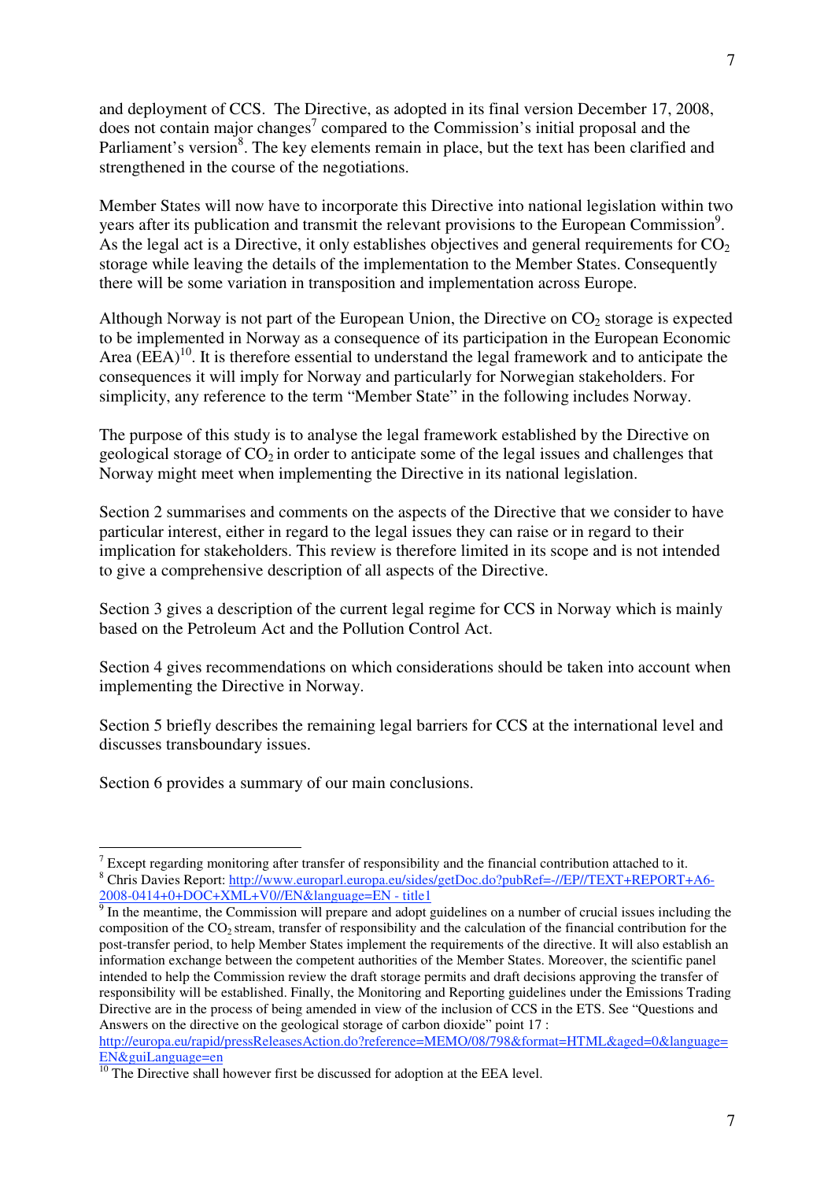and deployment of CCS. The Directive, as adopted in its final version December 17, 2008, does not contain major changes[7] compared to the Commission's initial proposal and the Parliament's version[8]. The key elements remain in place, but the text has been clarified and strengthened in the course of the negotiations.

Member States will now have to incorporate this Directive into national legislation within two years after its publication and transmit the relevant provisions to the European Commission[9]. As the legal act is a Directive, it only establishes objectives and general requirements for $CO_2$ storage while leaving the details of the implementation to the Member States. Consequently there will be some variation in transposition and implementation across Europe.

Although Norway is not part of the European Union, the Directive on $CO_2$ storage is expected to be implemented in Norway as a consequence of its participation in the European Economic Area (EEA)[10]. It is therefore essential to understand the legal framework and to anticipate the consequences it will imply for Norway and particularly for Norwegian stakeholders. For simplicity, any reference to the term "Member State" in the following includes Norway.

The purpose of this study is to analyse the legal framework established by the Directive on geological storage of $CO_2$ in order to anticipate some of the legal issues and challenges that Norway might meet when implementing the Directive in its national legislation.

Section 2 summarises and comments on the aspects of the Directive that we consider to have particular interest, either in regard to the legal issues they can raise or in regard to their implication for stakeholders. This review is therefore limited in its scope and is not intended to give a comprehensive description of all aspects of the Directive.

Section 3 gives a description of the current legal regime for CCS in Norway which is mainly based on the Petroleum Act and the Pollution Control Act.

Section 4 gives recommendations on which considerations should be taken into account when implementing the Directive in Norway.

Section 5 briefly describes the remaining legal barriers for CCS at the international level and discusses transboundary issues.

Section 6 provides a summary of our main conclusions.

---

[7] Except regarding monitoring after transfer of responsibility and the financial contribution attached to it.

[8] Chris Davies Report: http://www.europarl.europa.eu/sides/getDoc.do?pubRef=-//EP//TEXT+REPORT+A6-2008-0414+0+DOC+XML+V0//EN&language=EN - title1

[9] In the meantime, the Commission will prepare and adopt guidelines on a number of crucial issues including the composition of the $CO_2$ stream, transfer of responsibility and the calculation of the financial contribution for the post-transfer period, to help Member States implement the requirements of the directive. It will also establish an information exchange between the competent authorities of the Member States. Moreover, the scientific panel intended to help the Commission review the draft storage permits and draft decisions approving the transfer of responsibility will be established. Finally, the Monitoring and Reporting guidelines under the Emissions Trading Directive are in the process of being amended in view of the inclusion of CCS in the ETS. See "Questions and Answers on the directive on the geological storage of carbon dioxide" point 17 : http://europa.eu/rapid/pressReleasesAction.do?reference=MEMO/08/798&format=HTML&aged=0&language=EN&guiLanguage=en

[10] The Directive shall however first be discussed for adoption at the EEA level.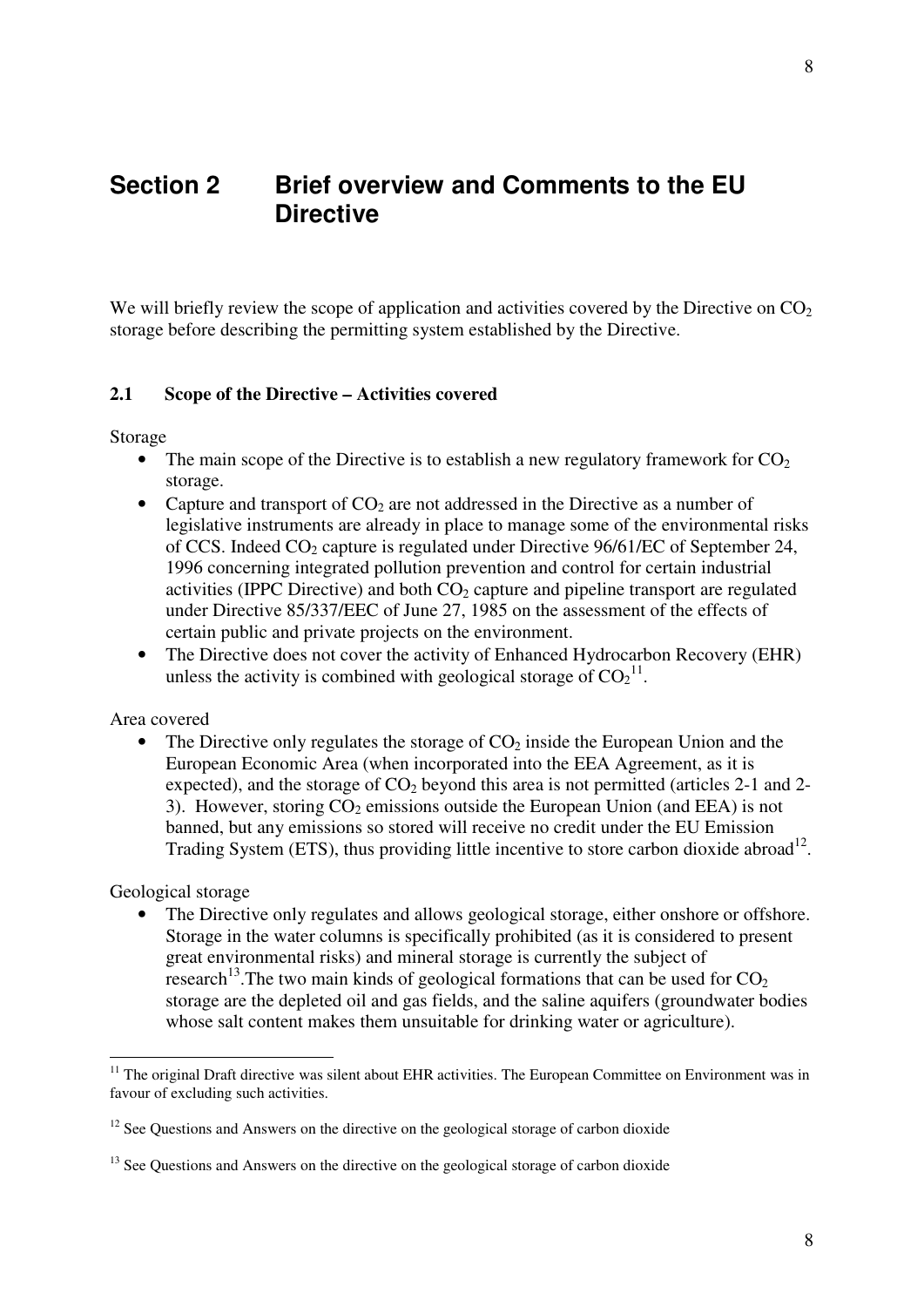# Section 2 Brief overview and Comments to the EU Directive

We will briefly review the scope of application and activities covered by the Directive on $CO_2$ storage before describing the permitting system established by the Directive.

## 2.1 Scope of the Directive – Activities covered

Storage

- The main scope of the Directive is to establish a new regulatory framework for $CO_2$ storage.
- Capture and transport of $CO_2$ are not addressed in the Directive as a number of legislative instruments are already in place to manage some of the environmental risks of CCS. Indeed $CO_2$ capture is regulated under Directive 96/61/EC of September 24, 1996 concerning integrated pollution prevention and control for certain industrial activities (IPPC Directive) and both $CO_2$ capture and pipeline transport are regulated under Directive 85/337/EEC of June 27, 1985 on the assessment of the effects of certain public and private projects on the environment.
- The Directive does not cover the activity of Enhanced Hydrocarbon Recovery (EHR) unless the activity is combined with geological storage of $CO_2$[11].

Area covered

- The Directive only regulates the storage of $CO_2$ inside the European Union and the European Economic Area (when incorporated into the EEA Agreement, as it is expected), and the storage of $CO_2$ beyond this area is not permitted (articles 2-1 and 2-3). However, storing $CO_2$ emissions outside the European Union (and EEA) is not banned, but any emissions so stored will receive no credit under the EU Emission Trading System (ETS), thus providing little incentive to store carbon dioxide abroad[12].

Geological storage

- The Directive only regulates and allows geological storage, either onshore or offshore. Storage in the water columns is specifically prohibited (as it is considered to present great environmental risks) and mineral storage is currently the subject of research[13].The two main kinds of geological formations that can be used for $CO_2$ storage are the depleted oil and gas fields, and the saline aquifers (groundwater bodies whose salt content makes them unsuitable for drinking water or agriculture).

---

[11] The original Draft directive was silent about EHR activities. The European Committee on Environment was in favour of excluding such activities.

[12] See Questions and Answers on the directive on the geological storage of carbon dioxide

[13] See Questions and Answers on the directive on the geological storage of carbon dioxide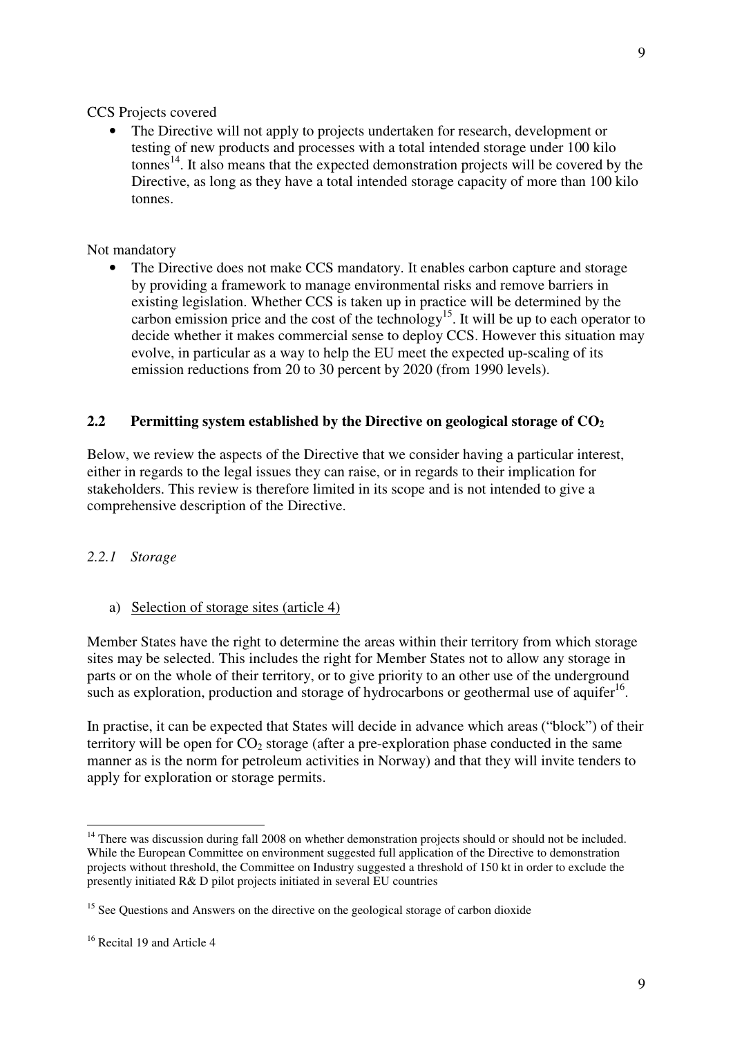CCS Projects covered

- The Directive will not apply to projects undertaken for research, development or testing of new products and processes with a total intended storage under 100 kilo tonnes[14]. It also means that the expected demonstration projects will be covered by the Directive, as long as they have a total intended storage capacity of more than 100 kilo tonnes.

Not mandatory

- The Directive does not make CCS mandatory. It enables carbon capture and storage by providing a framework to manage environmental risks and remove barriers in existing legislation. Whether CCS is taken up in practice will be determined by the carbon emission price and the cost of the technology[15]. It will be up to each operator to decide whether it makes commercial sense to deploy CCS. However this situation may evolve, in particular as a way to help the EU meet the expected up-scaling of its emission reductions from 20 to 30 percent by 2020 (from 1990 levels).

## 2.2 Permitting system established by the Directive on geological storage of $CO_2$

Below, we review the aspects of the Directive that we consider having a particular interest, either in regards to the legal issues they can raise, or in regards to their implication for stakeholders. This review is therefore limited in its scope and is not intended to give a comprehensive description of the Directive.

### *2.2.1 Storage*

a) Selection of storage sites (article 4)

Member States have the right to determine the areas within their territory from which storage sites may be selected. This includes the right for Member States not to allow any storage in parts or on the whole of their territory, or to give priority to an other use of the underground such as exploration, production and storage of hydrocarbons or geothermal use of aquifer[16].

In practise, it can be expected that States will decide in advance which areas ("block") of their territory will be open for $CO_2$ storage (after a pre-exploration phase conducted in the same manner as is the norm for petroleum activities in Norway) and that they will invite tenders to apply for exploration or storage permits.

---

[14] There was discussion during fall 2008 on whether demonstration projects should or should not be included. While the European Committee on environment suggested full application of the Directive to demonstration projects without threshold, the Committee on Industry suggested a threshold of 150 kt in order to exclude the presently initiated R& D pilot projects initiated in several EU countries

[15] See Questions and Answers on the directive on the geological storage of carbon dioxide

[16] Recital 19 and Article 4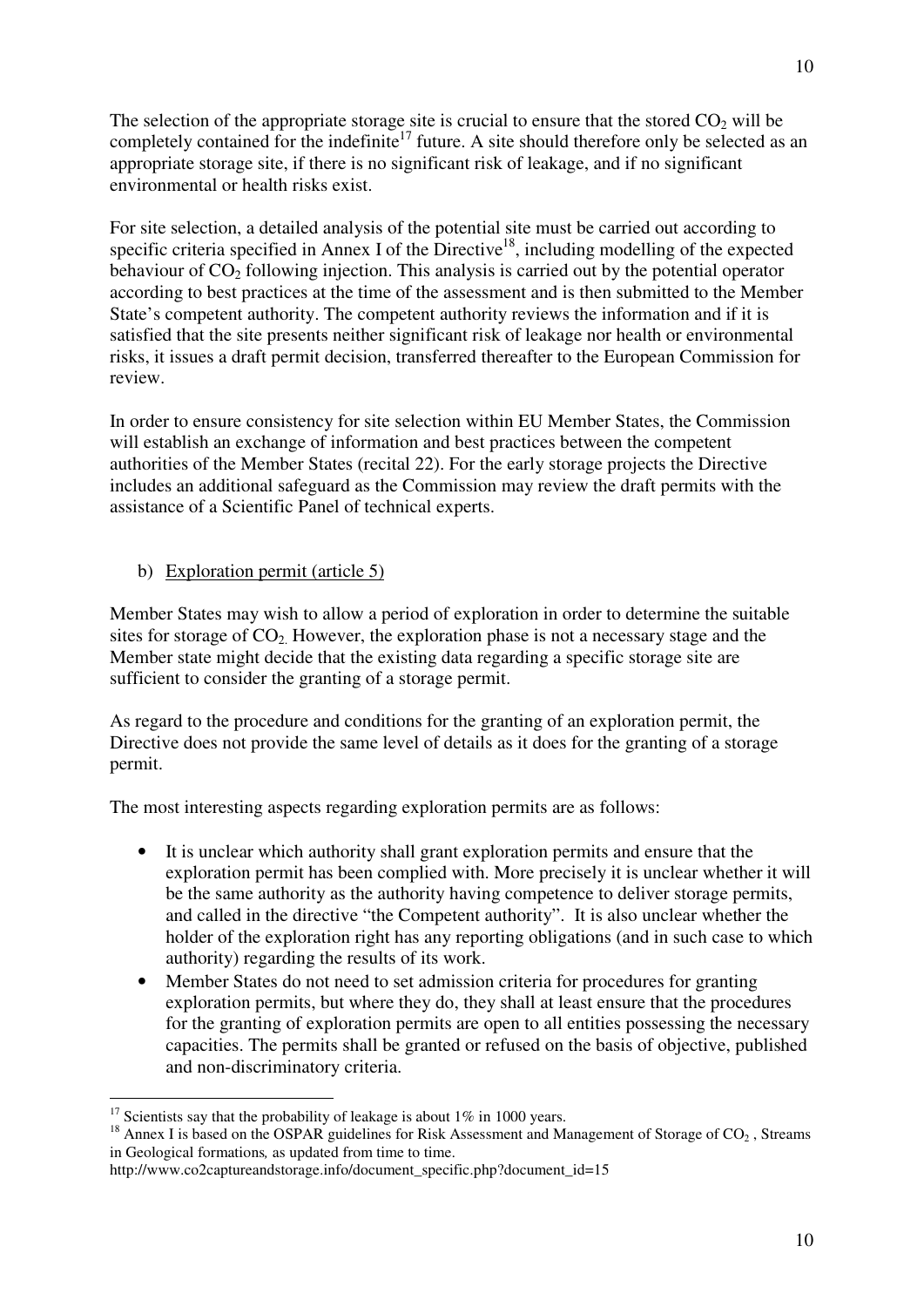The selection of the appropriate storage site is crucial to ensure that the stored $CO_2$ will be completely contained for the indefinite[17] future. A site should therefore only be selected as an appropriate storage site, if there is no significant risk of leakage, and if no significant environmental or health risks exist.

For site selection, a detailed analysis of the potential site must be carried out according to specific criteria specified in Annex I of the Directive[18], including modelling of the expected behaviour of $CO_2$ following injection. This analysis is carried out by the potential operator according to best practices at the time of the assessment and is then submitted to the Member State's competent authority. The competent authority reviews the information and if it is satisfied that the site presents neither significant risk of leakage nor health or environmental risks, it issues a draft permit decision, transferred thereafter to the European Commission for review.

In order to ensure consistency for site selection within EU Member States, the Commission will establish an exchange of information and best practices between the competent authorities of the Member States (recital 22). For the early storage projects the Directive includes an additional safeguard as the Commission may review the draft permits with the assistance of a Scientific Panel of technical experts.

b) Exploration permit (article 5)

Member States may wish to allow a period of exploration in order to determine the suitable sites for storage of $CO_2$. However, the exploration phase is not a necessary stage and the Member state might decide that the existing data regarding a specific storage site are sufficient to consider the granting of a storage permit.

As regard to the procedure and conditions for the granting of an exploration permit, the Directive does not provide the same level of details as it does for the granting of a storage permit.

The most interesting aspects regarding exploration permits are as follows:

- It is unclear which authority shall grant exploration permits and ensure that the exploration permit has been complied with. More precisely it is unclear whether it will be the same authority as the authority having competence to deliver storage permits, and called in the directive "the Competent authority". It is also unclear whether the holder of the exploration right has any reporting obligations (and in such case to which authority) regarding the results of its work.
- Member States do not need to set admission criteria for procedures for granting exploration permits, but where they do, they shall at least ensure that the procedures for the granting of exploration permits are open to all entities possessing the necessary capacities. The permits shall be granted or refused on the basis of objective, published and non-discriminatory criteria.

---

[17] Scientists say that the probability of leakage is about 1% in 1000 years.

[18] Annex I is based on the OSPAR guidelines for Risk Assessment and Management of Storage of $CO_2$, Streams in Geological formations, as updated from time to time. http://www.co2captureandstorage.info/document_specific.php?document_id=15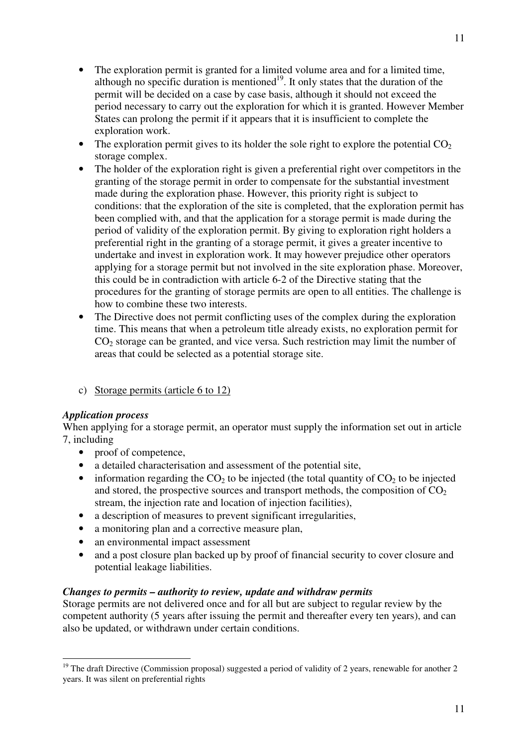- The exploration permit is granted for a limited volume area and for a limited time, although no specific duration is mentioned[19]. It only states that the duration of the permit will be decided on a case by case basis, although it should not exceed the period necessary to carry out the exploration for which it is granted. However Member States can prolong the permit if it appears that it is insufficient to complete the exploration work.
- The exploration permit gives to its holder the sole right to explore the potential $CO_2$ storage complex.
- The holder of the exploration right is given a preferential right over competitors in the granting of the storage permit in order to compensate for the substantial investment made during the exploration phase. However, this priority right is subject to conditions: that the exploration of the site is completed, that the exploration permit has been complied with, and that the application for a storage permit is made during the period of validity of the exploration permit. By giving to exploration right holders a preferential right in the granting of a storage permit, it gives a greater incentive to undertake and invest in exploration work. It may however prejudice other operators applying for a storage permit but not involved in the site exploration phase. Moreover, this could be in contradiction with article 6-2 of the Directive stating that the procedures for the granting of storage permits are open to all entities. The challenge is how to combine these two interests.
- The Directive does not permit conflicting uses of the complex during the exploration time. This means that when a petroleum title already exists, no exploration permit for $CO_2$ storage can be granted, and vice versa. Such restriction may limit the number of areas that could be selected as a potential storage site.

c) Storage permits (article 6 to 12)

***Application process***

When applying for a storage permit, an operator must supply the information set out in article 7, including

- proof of competence,
- a detailed characterisation and assessment of the potential site,
- information regarding the $CO_2$ to be injected (the total quantity of $CO_2$ to be injected and stored, the prospective sources and transport methods, the composition of $CO_2$ stream, the injection rate and location of injection facilities),
- a description of measures to prevent significant irregularities,
- a monitoring plan and a corrective measure plan,
- an environmental impact assessment
- and a post closure plan backed up by proof of financial security to cover closure and potential leakage liabilities.

***Changes to permits – authority to review, update and withdraw permits***

Storage permits are not delivered once and for all but are subject to regular review by the competent authority (5 years after issuing the permit and thereafter every ten years), and can also be updated, or withdrawn under certain conditions.

[19] The draft Directive (Commission proposal) suggested a period of validity of 2 years, renewable for another 2 years. It was silent on preferential rights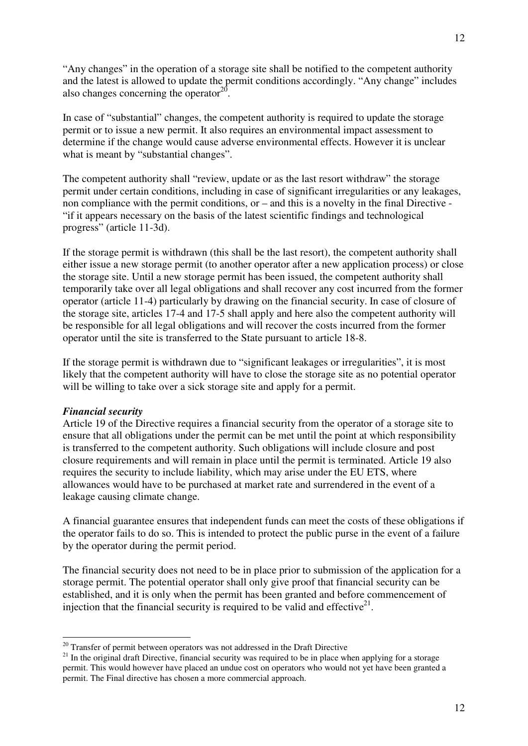“Any changes” in the operation of a storage site shall be notified to the competent authority and the latest is allowed to update the permit conditions accordingly. “Any change” includes also changes concerning the operator[20].

In case of “substantial” changes, the competent authority is required to update the storage permit or to issue a new permit. It also requires an environmental impact assessment to determine if the change would cause adverse environmental effects. However it is unclear what is meant by “substantial changes”.

The competent authority shall “review, update or as the last resort withdraw” the storage permit under certain conditions, including in case of significant irregularities or any leakages, non compliance with the permit conditions, or – and this is a novelty in the final Directive - “if it appears necessary on the basis of the latest scientific findings and technological progress” (article 11-3d).

If the storage permit is withdrawn (this shall be the last resort), the competent authority shall either issue a new storage permit (to another operator after a new application process) or close the storage site. Until a new storage permit has been issued, the competent authority shall temporarily take over all legal obligations and shall recover any cost incurred from the former operator (article 11-4) particularly by drawing on the financial security. In case of closure of the storage site, articles 17-4 and 17-5 shall apply and here also the competent authority will be responsible for all legal obligations and will recover the costs incurred from the former operator until the site is transferred to the State pursuant to article 18-8.

If the storage permit is withdrawn due to “significant leakages or irregularities”, it is most likely that the competent authority will have to close the storage site as no potential operator will be willing to take over a sick storage site and apply for a permit.

***Financial security***

Article 19 of the Directive requires a financial security from the operator of a storage site to ensure that all obligations under the permit can be met until the point at which responsibility is transferred to the competent authority. Such obligations will include closure and post closure requirements and will remain in place until the permit is terminated. Article 19 also requires the security to include liability, which may arise under the EU ETS, where allowances would have to be purchased at market rate and surrendered in the event of a leakage causing climate change.

A financial guarantee ensures that independent funds can meet the costs of these obligations if the operator fails to do so. This is intended to protect the public purse in the event of a failure by the operator during the permit period.

The financial security does not need to be in place prior to submission of the application for a storage permit. The potential operator shall only give proof that financial security can be established, and it is only when the permit has been granted and before commencement of injection that the financial security is required to be valid and effective[21].

---

[20] Transfer of permit between operators was not addressed in the Draft Directive

[21] In the original draft Directive, financial security was required to be in place when applying for a storage permit. This would however have placed an undue cost on operators who would not yet have been granted a permit. The Final directive has chosen a more commercial approach.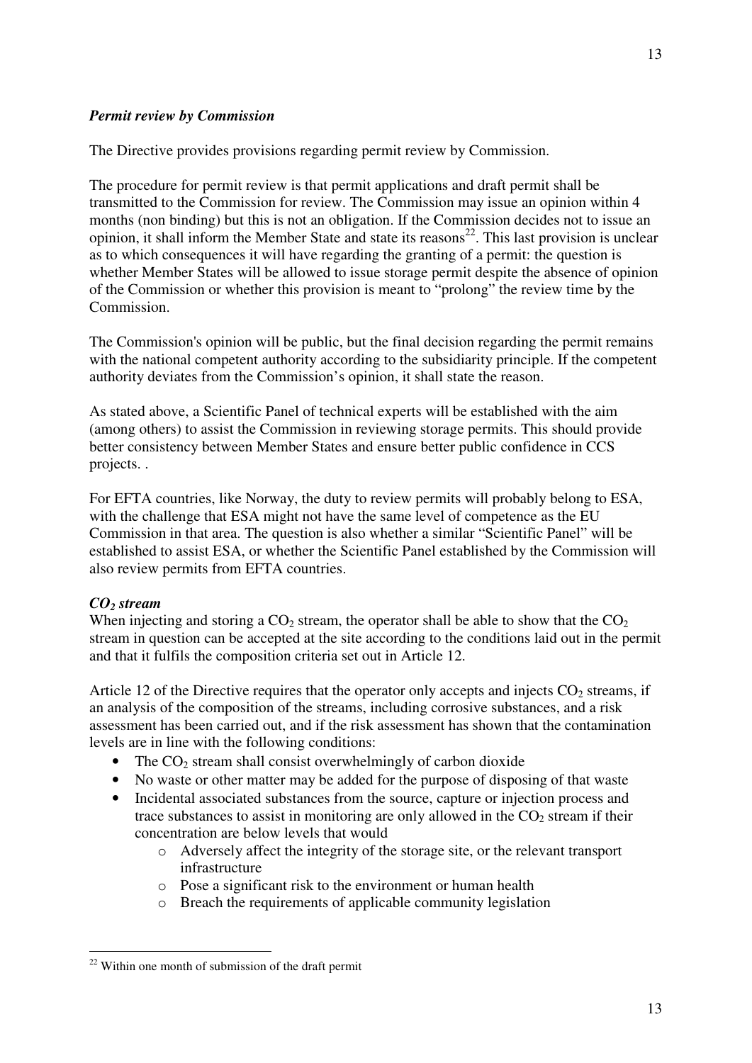***Permit review by Commission***

The Directive provides provisions regarding permit review by Commission.

The procedure for permit review is that permit applications and draft permit shall be transmitted to the Commission for review. The Commission may issue an opinion within 4 months (non binding) but this is not an obligation. If the Commission decides not to issue an opinion, it shall inform the Member State and state its reasons[22]. This last provision is unclear as to which consequences it will have regarding the granting of a permit: the question is whether Member States will be allowed to issue storage permit despite the absence of opinion of the Commission or whether this provision is meant to "prolong" the review time by the Commission.

The Commission's opinion will be public, but the final decision regarding the permit remains with the national competent authority according to the subsidiarity principle. If the competent authority deviates from the Commission's opinion, it shall state the reason.

As stated above, a Scientific Panel of technical experts will be established with the aim (among others) to assist the Commission in reviewing storage permits. This should provide better consistency between Member States and ensure better public confidence in CCS projects. .

For EFTA countries, like Norway, the duty to review permits will probably belong to ESA, with the challenge that ESA might not have the same level of competence as the EU Commission in that area. The question is also whether a similar "Scientific Panel" will be established to assist ESA, or whether the Scientific Panel established by the Commission will also review permits from EFTA countries.

***$CO_2$ stream***

When injecting and storing a $CO_2$ stream, the operator shall be able to show that the $CO_2$ stream in question can be accepted at the site according to the conditions laid out in the permit and that it fulfils the composition criteria set out in Article 12.

Article 12 of the Directive requires that the operator only accepts and injects $CO_2$ streams, if an analysis of the composition of the streams, including corrosive substances, and a risk assessment has been carried out, and if the risk assessment has shown that the contamination levels are in line with the following conditions:

- The $CO_2$ stream shall consist overwhelmingly of carbon dioxide
- No waste or other matter may be added for the purpose of disposing of that waste
- Incidental associated substances from the source, capture or injection process and trace substances to assist in monitoring are only allowed in the $CO_2$ stream if their concentration are below levels that would
  - Adversely affect the integrity of the storage site, or the relevant transport infrastructure
  - Pose a significant risk to the environment or human health
  - Breach the requirements of applicable community legislation

[22] Within one month of submission of the draft permit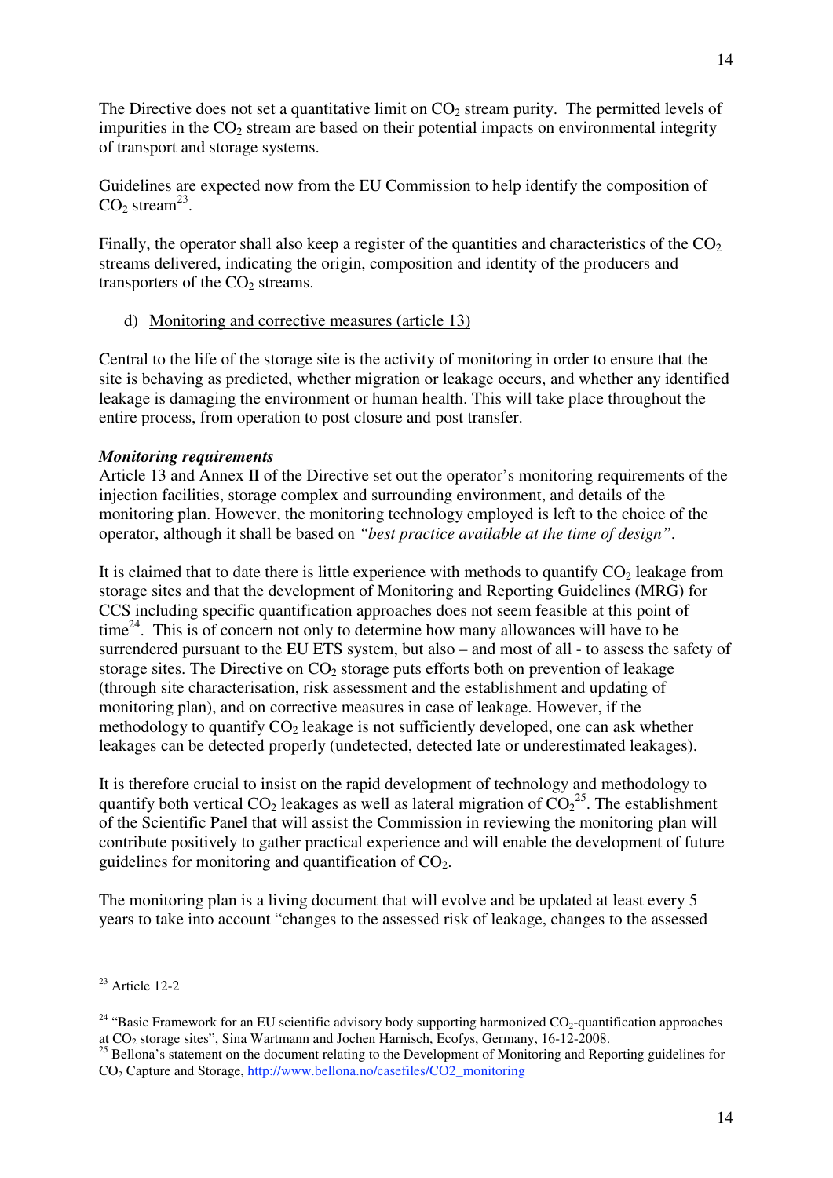The Directive does not set a quantitative limit on $CO_2$ stream purity. The permitted levels of impurities in the $CO_2$ stream are based on their potential impacts on environmental integrity of transport and storage systems.

Guidelines are expected now from the EU Commission to help identify the composition of $CO_2$ stream[23].

Finally, the operator shall also keep a register of the quantities and characteristics of the $CO_2$ streams delivered, indicating the origin, composition and identity of the producers and transporters of the $CO_2$ streams.

d) Monitoring and corrective measures (article 13)

Central to the life of the storage site is the activity of monitoring in order to ensure that the site is behaving as predicted, whether migration or leakage occurs, and whether any identified leakage is damaging the environment or human health. This will take place throughout the entire process, from operation to post closure and post transfer.

***Monitoring requirements***

Article 13 and Annex II of the Directive set out the operator's monitoring requirements of the injection facilities, storage complex and surrounding environment, and details of the monitoring plan. However, the monitoring technology employed is left to the choice of the operator, although it shall be based on *"best practice available at the time of design"*.

It is claimed that to date there is little experience with methods to quantify $CO_2$ leakage from storage sites and that the development of Monitoring and Reporting Guidelines (MRG) for CCS including specific quantification approaches does not seem feasible at this point of time[24]. This is of concern not only to determine how many allowances will have to be surrendered pursuant to the EU ETS system, but also – and most of all - to assess the safety of storage sites. The Directive on $CO_2$ storage puts efforts both on prevention of leakage (through site characterisation, risk assessment and the establishment and updating of monitoring plan), and on corrective measures in case of leakage. However, if the methodology to quantify $CO_2$ leakage is not sufficiently developed, one can ask whether leakages can be detected properly (undetected, detected late or underestimated leakages).

It is therefore crucial to insist on the rapid development of technology and methodology to quantify both vertical $CO_2$ leakages as well as lateral migration of $CO_2$[25]. The establishment of the Scientific Panel that will assist the Commission in reviewing the monitoring plan will contribute positively to gather practical experience and will enable the development of future guidelines for monitoring and quantification of $CO_2$.

The monitoring plan is a living document that will evolve and be updated at least every 5 years to take into account "changes to the assessed risk of leakage, changes to the assessed

---

[23] Article 12-2

[24] "Basic Framework for an EU scientific advisory body supporting harmonized $CO_2$-quantification approaches at $CO_2$ storage sites", Sina Wartmann and Jochen Harnisch, Ecofys, Germany, 16-12-2008.

[25] Bellona's statement on the document relating to the Development of Monitoring and Reporting guidelines for $CO_2$ Capture and Storage, http://www.bellona.no/casefiles/CO2_monitoring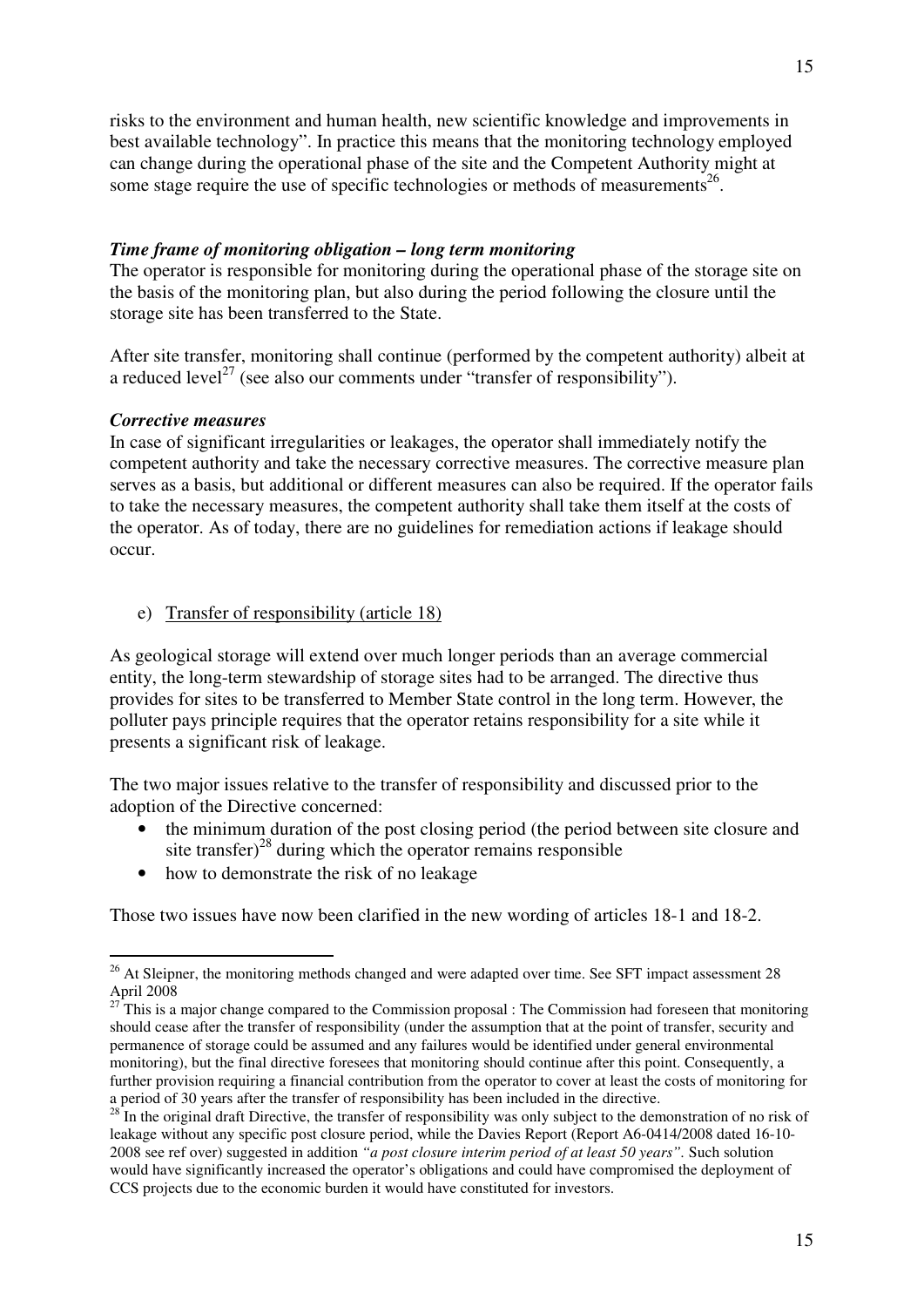risks to the environment and human health, new scientific knowledge and improvements in best available technology". In practice this means that the monitoring technology employed can change during the operational phase of the site and the Competent Authority might at some stage require the use of specific technologies or methods of measurements[26].

***Time frame of monitoring obligation – long term monitoring***

The operator is responsible for monitoring during the operational phase of the storage site on the basis of the monitoring plan, but also during the period following the closure until the storage site has been transferred to the State.

After site transfer, monitoring shall continue (performed by the competent authority) albeit at a reduced level[27] (see also our comments under "transfer of responsibility").

***Corrective measures***

In case of significant irregularities or leakages, the operator shall immediately notify the competent authority and take the necessary corrective measures. The corrective measure plan serves as a basis, but additional or different measures can also be required. If the operator fails to take the necessary measures, the competent authority shall take them itself at the costs of the operator. As of today, there are no guidelines for remediation actions if leakage should occur.

e) Transfer of responsibility (article 18)

As geological storage will extend over much longer periods than an average commercial entity, the long-term stewardship of storage sites had to be arranged. The directive thus provides for sites to be transferred to Member State control in the long term. However, the polluter pays principle requires that the operator retains responsibility for a site while it presents a significant risk of leakage.

The two major issues relative to the transfer of responsibility and discussed prior to the adoption of the Directive concerned:

- the minimum duration of the post closing period (the period between site closure and site transfer)[28] during which the operator remains responsible
- how to demonstrate the risk of no leakage

Those two issues have now been clarified in the new wording of articles 18-1 and 18-2.

---

[26] At Sleipner, the monitoring methods changed and were adapted over time. See SFT impact assessment 28 April 2008

[27] This is a major change compared to the Commission proposal : The Commission had foreseen that monitoring should cease after the transfer of responsibility (under the assumption that at the point of transfer, security and permanence of storage could be assumed and any failures would be identified under general environmental monitoring), but the final directive foresees that monitoring should continue after this point. Consequently, a further provision requiring a financial contribution from the operator to cover at least the costs of monitoring for a period of 30 years after the transfer of responsibility has been included in the directive.

[28] In the original draft Directive, the transfer of responsibility was only subject to the demonstration of no risk of leakage without any specific post closure period, while the Davies Report (Report A6-0414/2008 dated 16-10-2008 see ref over) suggested in addition *"a post closure interim period of at least 50 years"*. Such solution would have significantly increased the operator's obligations and could have compromised the deployment of CCS projects due to the economic burden it would have constituted for investors.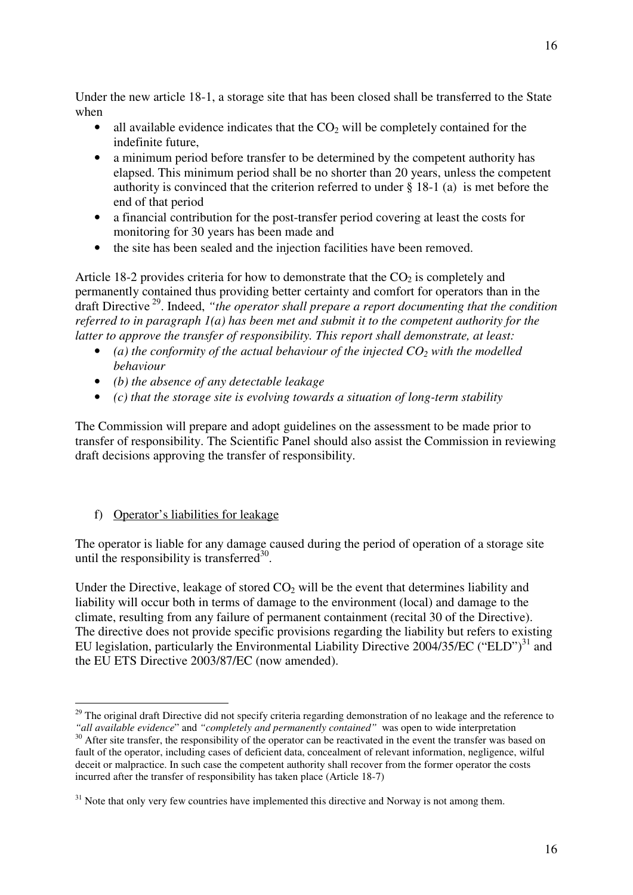Under the new article 18-1, a storage site that has been closed shall be transferred to the State when

- all available evidence indicates that the $CO_2$ will be completely contained for the indefinite future,
- a minimum period before transfer to be determined by the competent authority has elapsed. This minimum period shall be no shorter than 20 years, unless the competent authority is convinced that the criterion referred to under § 18-1 (a) is met before the end of that period
- a financial contribution for the post-transfer period covering at least the costs for monitoring for 30 years has been made and
- the site has been sealed and the injection facilities have been removed.

Article 18-2 provides criteria for how to demonstrate that the $CO_2$ is completely and permanently contained thus providing better certainty and comfort for operators than in the draft Directive [29]. Indeed, *"the operator shall prepare a report documenting that the condition referred to in paragraph 1(a) has been met and submit it to the competent authority for the latter to approve the transfer of responsibility. This report shall demonstrate, at least:*

- *(a) the conformity of the actual behaviour of the injected $CO_2$ with the modelled behaviour*
- *(b) the absence of any detectable leakage*
- *(c) that the storage site is evolving towards a situation of long-term stability*

The Commission will prepare and adopt guidelines on the assessment to be made prior to transfer of responsibility. The Scientific Panel should also assist the Commission in reviewing draft decisions approving the transfer of responsibility.

f) Operator's liabilities for leakage

The operator is liable for any damage caused during the period of operation of a storage site until the responsibility is transferred[30].

Under the Directive, leakage of stored $CO_2$ will be the event that determines liability and liability will occur both in terms of damage to the environment (local) and damage to the climate, resulting from any failure of permanent containment (recital 30 of the Directive). The directive does not provide specific provisions regarding the liability but refers to existing EU legislation, particularly the Environmental Liability Directive 2004/35/EC ("ELD")[31] and the EU ETS Directive 2003/87/EC (now amended).

---

[29] The original draft Directive did not specify criteria regarding demonstration of no leakage and the reference to *"all available evidence*" and *"completely and permanently contained"* was open to wide interpretation

[30] After site transfer, the responsibility of the operator can be reactivated in the event the transfer was based on fault of the operator, including cases of deficient data, concealment of relevant information, negligence, wilful deceit or malpractice. In such case the competent authority shall recover from the former operator the costs incurred after the transfer of responsibility has taken place (Article 18-7)

[31] Note that only very few countries have implemented this directive and Norway is not among them.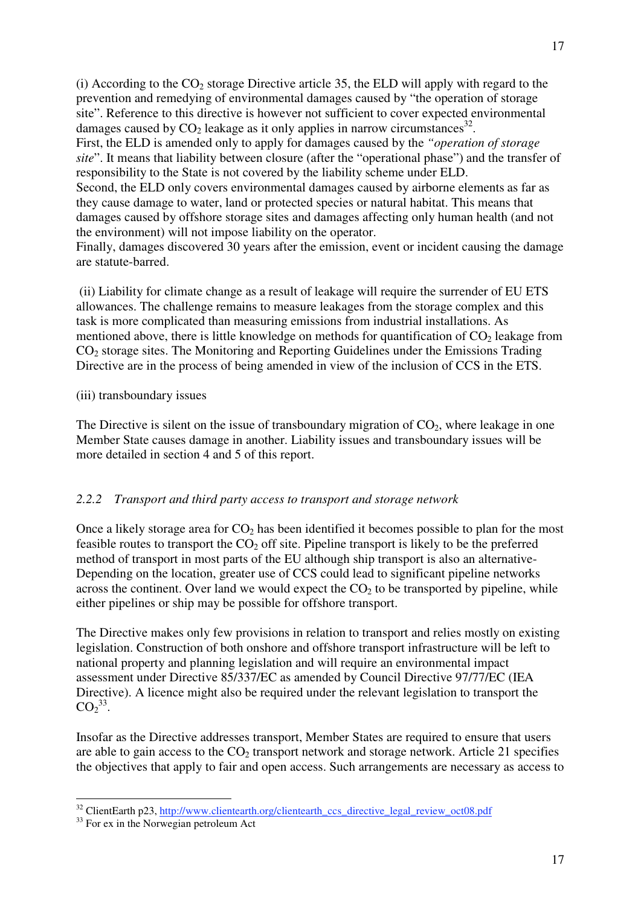(i) According to the $CO_2$ storage Directive article 35, the ELD will apply with regard to the prevention and remedying of environmental damages caused by "the operation of storage site". Reference to this directive is however not sufficient to cover expected environmental damages caused by $CO_2$ leakage as it only applies in narrow circumstances[32].
First, the ELD is amended only to apply for damages caused by the *"operation of storage site*". It means that liability between closure (after the "operational phase") and the transfer of responsibility to the State is not covered by the liability scheme under ELD.
Second, the ELD only covers environmental damages caused by airborne elements as far as they cause damage to water, land or protected species or natural habitat. This means that damages caused by offshore storage sites and damages affecting only human health (and not the environment) will not impose liability on the operator.
Finally, damages discovered 30 years after the emission, event or incident causing the damage are statute-barred.

(ii) Liability for climate change as a result of leakage will require the surrender of EU ETS allowances. The challenge remains to measure leakages from the storage complex and this task is more complicated than measuring emissions from industrial installations. As mentioned above, there is little knowledge on methods for quantification of $CO_2$ leakage from $CO_2$ storage sites. The Monitoring and Reporting Guidelines under the Emissions Trading Directive are in the process of being amended in view of the inclusion of CCS in the ETS.

(iii) transboundary issues

The Directive is silent on the issue of transboundary migration of $CO_2$, where leakage in one Member State causes damage in another. Liability issues and transboundary issues will be more detailed in section 4 and 5 of this report.

### *2.2.2 Transport and third party access to transport and storage network*

Once a likely storage area for $CO_2$ has been identified it becomes possible to plan for the most feasible routes to transport the $CO_2$ off site. Pipeline transport is likely to be the preferred method of transport in most parts of the EU although ship transport is also an alternative- Depending on the location, greater use of CCS could lead to significant pipeline networks across the continent. Over land we would expect the $CO_2$ to be transported by pipeline, while either pipelines or ship may be possible for offshore transport.

The Directive makes only few provisions in relation to transport and relies mostly on existing legislation. Construction of both onshore and offshore transport infrastructure will be left to national property and planning legislation and will require an environmental impact assessment under Directive 85/337/EC as amended by Council Directive 97/77/EC (IEA Directive). A licence might also be required under the relevant legislation to transport the $CO_2$[33].

Insofar as the Directive addresses transport, Member States are required to ensure that users are able to gain access to the $CO_2$ transport network and storage network. Article 21 specifies the objectives that apply to fair and open access. Such arrangements are necessary as access to

---

[32] ClientEarth p23, http://www.clientearth.org/clientearth_ccs_directive_legal_review_oct08.pdf

[33] For ex in the Norwegian petroleum Act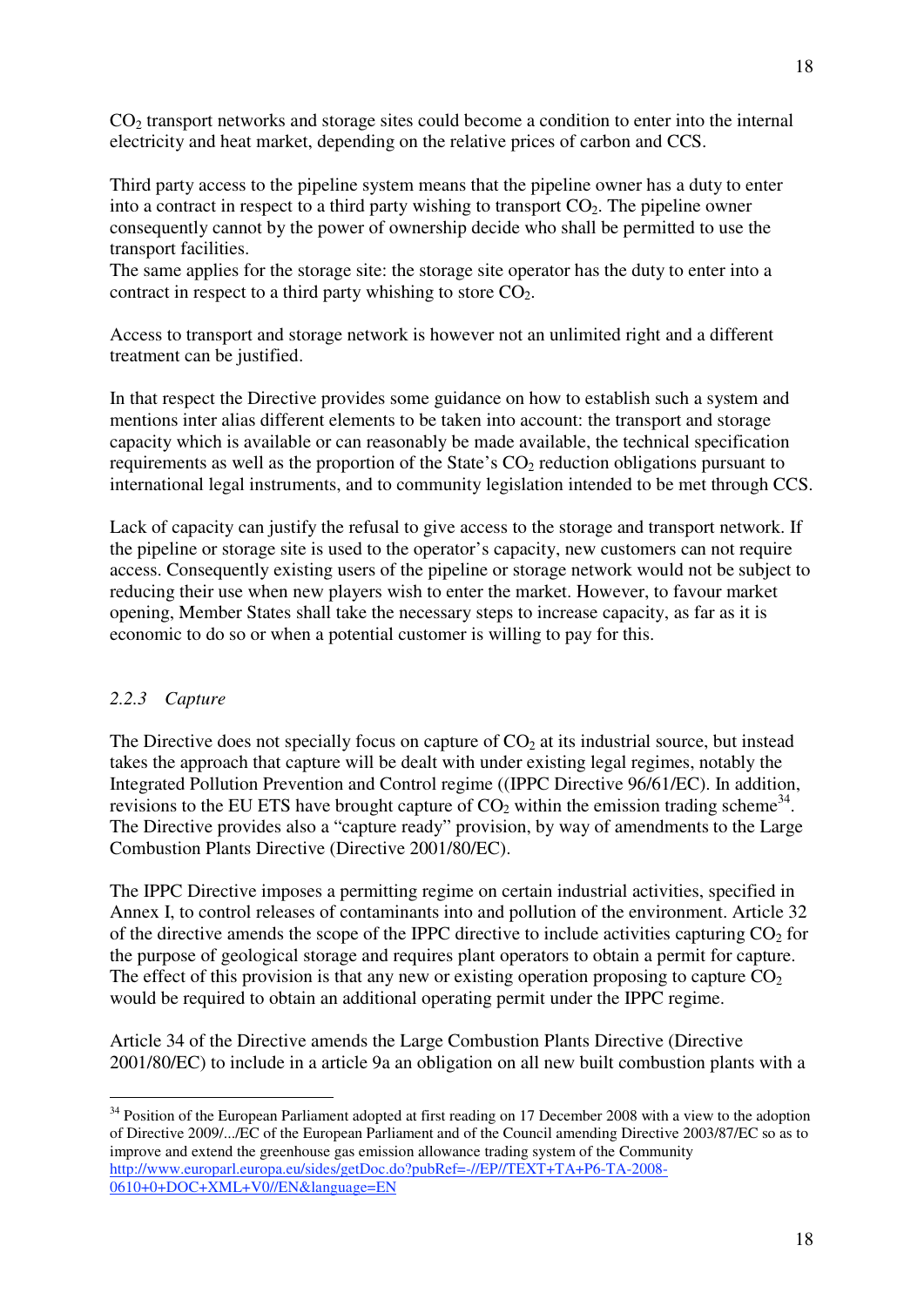$CO_2$ transport networks and storage sites could become a condition to enter into the internal electricity and heat market, depending on the relative prices of carbon and CCS.

Third party access to the pipeline system means that the pipeline owner has a duty to enter into a contract in respect to a third party wishing to transport $CO_2$. The pipeline owner consequently cannot by the power of ownership decide who shall be permitted to use the transport facilities.
The same applies for the storage site: the storage site operator has the duty to enter into a contract in respect to a third party whishing to store $CO_2$.

Access to transport and storage network is however not an unlimited right and a different treatment can be justified.

In that respect the Directive provides some guidance on how to establish such a system and mentions inter alias different elements to be taken into account: the transport and storage capacity which is available or can reasonably be made available, the technical specification requirements as well as the proportion of the State's $CO_2$ reduction obligations pursuant to international legal instruments, and to community legislation intended to be met through CCS.

Lack of capacity can justify the refusal to give access to the storage and transport network. If the pipeline or storage site is used to the operator's capacity, new customers can not require access. Consequently existing users of the pipeline or storage network would not be subject to reducing their use when new players wish to enter the market. However, to favour market opening, Member States shall take the necessary steps to increase capacity, as far as it is economic to do so or when a potential customer is willing to pay for this.

### *2.2.3 Capture*

The Directive does not specially focus on capture of $CO_2$ at its industrial source, but instead takes the approach that capture will be dealt with under existing legal regimes, notably the Integrated Pollution Prevention and Control regime ((IPPC Directive 96/61/EC). In addition, revisions to the EU ETS have brought capture of $CO_2$ within the emission trading scheme[34]. The Directive provides also a "capture ready" provision, by way of amendments to the Large Combustion Plants Directive (Directive 2001/80/EC).

The IPPC Directive imposes a permitting regime on certain industrial activities, specified in Annex I, to control releases of contaminants into and pollution of the environment. Article 32 of the directive amends the scope of the IPPC directive to include activities capturing $CO_2$ for the purpose of geological storage and requires plant operators to obtain a permit for capture. The effect of this provision is that any new or existing operation proposing to capture $CO_2$ would be required to obtain an additional operating permit under the IPPC regime.

Article 34 of the Directive amends the Large Combustion Plants Directive (Directive 2001/80/EC) to include in a article 9a an obligation on all new built combustion plants with a

---

[34] Position of the European Parliament adopted at first reading on 17 December 2008 with a view to the adoption of Directive 2009/.../EC of the European Parliament and of the Council amending Directive 2003/87/EC so as to improve and extend the greenhouse gas emission allowance trading system of the Community http://www.europarl.europa.eu/sides/getDoc.do?pubRef=-//EP//TEXT+TA+P6-TA-2008-0610+0+DOC+XML+V0//EN&language=EN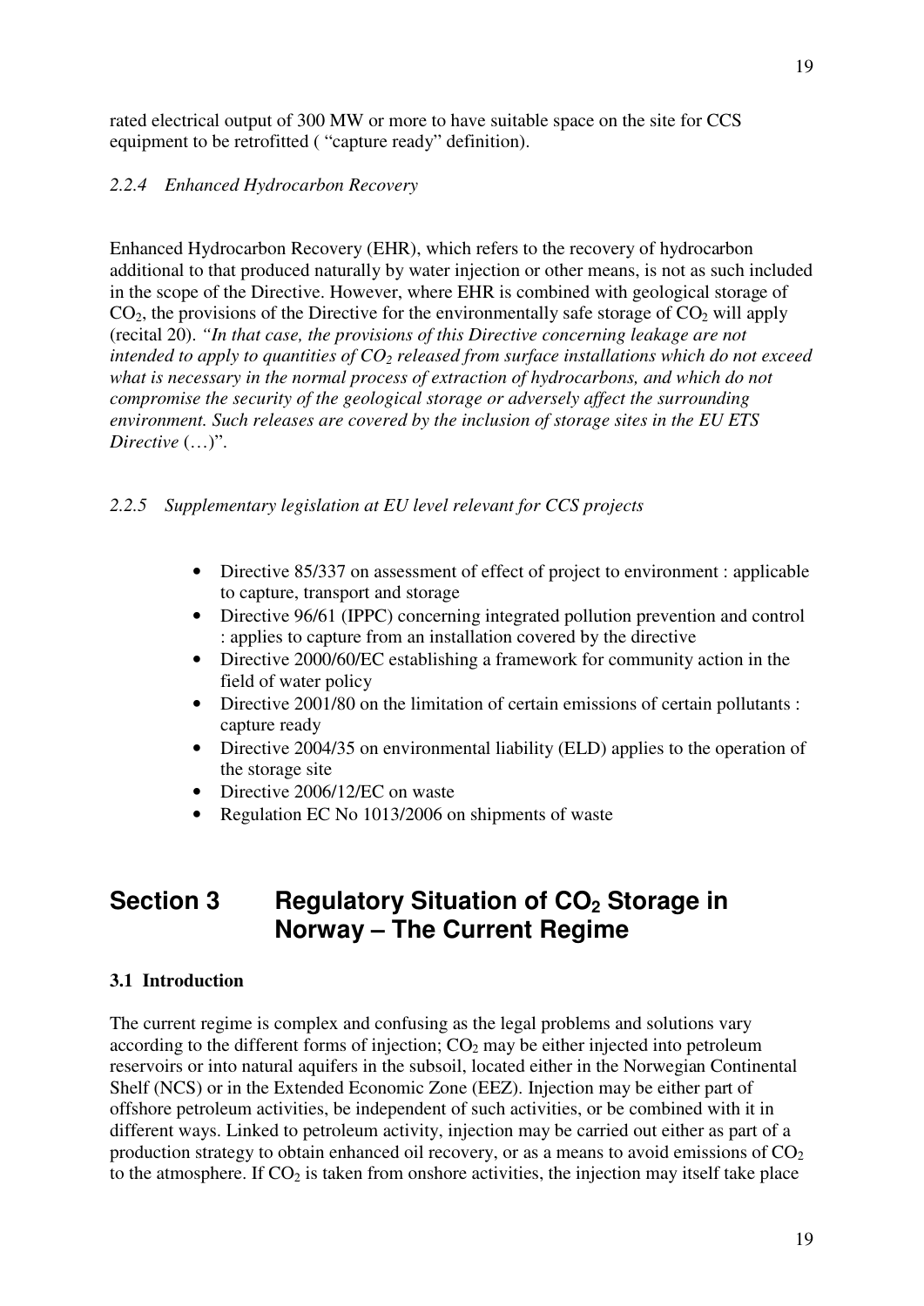rated electrical output of 300 MW or more to have suitable space on the site for CCS equipment to be retrofitted ( "capture ready" definition).

### *2.2.4 Enhanced Hydrocarbon Recovery*

Enhanced Hydrocarbon Recovery (EHR), which refers to the recovery of hydrocarbon additional to that produced naturally by water injection or other means, is not as such included in the scope of the Directive. However, where EHR is combined with geological storage of $CO_2$, the provisions of the Directive for the environmentally safe storage of $CO_2$ will apply (recital 20). *"In that case, the provisions of this Directive concerning leakage are not intended to apply to quantities of $CO_2$ released from surface installations which do not exceed what is necessary in the normal process of extraction of hydrocarbons, and which do not compromise the security of the geological storage or adversely affect the surrounding environment. Such releases are covered by the inclusion of storage sites in the EU ETS Directive* (…)".

### *2.2.5 Supplementary legislation at EU level relevant for CCS projects*

- Directive 85/337 on assessment of effect of project to environment : applicable to capture, transport and storage
- Directive 96/61 (IPPC) concerning integrated pollution prevention and control : applies to capture from an installation covered by the directive
- Directive 2000/60/EC establishing a framework for community action in the field of water policy
- Directive 2001/80 on the limitation of certain emissions of certain pollutants : capture ready
- Directive 2004/35 on environmental liability (ELD) applies to the operation of the storage site
- Directive 2006/12/EC on waste
- Regulation EC No 1013/2006 on shipments of waste

# Section 3 Regulatory Situation of $CO_2$ Storage in Norway – The Current Regime

## 3.1 Introduction

The current regime is complex and confusing as the legal problems and solutions vary according to the different forms of injection; $CO_2$ may be either injected into petroleum reservoirs or into natural aquifers in the subsoil, located either in the Norwegian Continental Shelf (NCS) or in the Extended Economic Zone (EEZ). Injection may be either part of offshore petroleum activities, be independent of such activities, or be combined with it in different ways. Linked to petroleum activity, injection may be carried out either as part of a production strategy to obtain enhanced oil recovery, or as a means to avoid emissions of $CO_2$ to the atmosphere. If $CO_2$ is taken from onshore activities, the injection may itself take place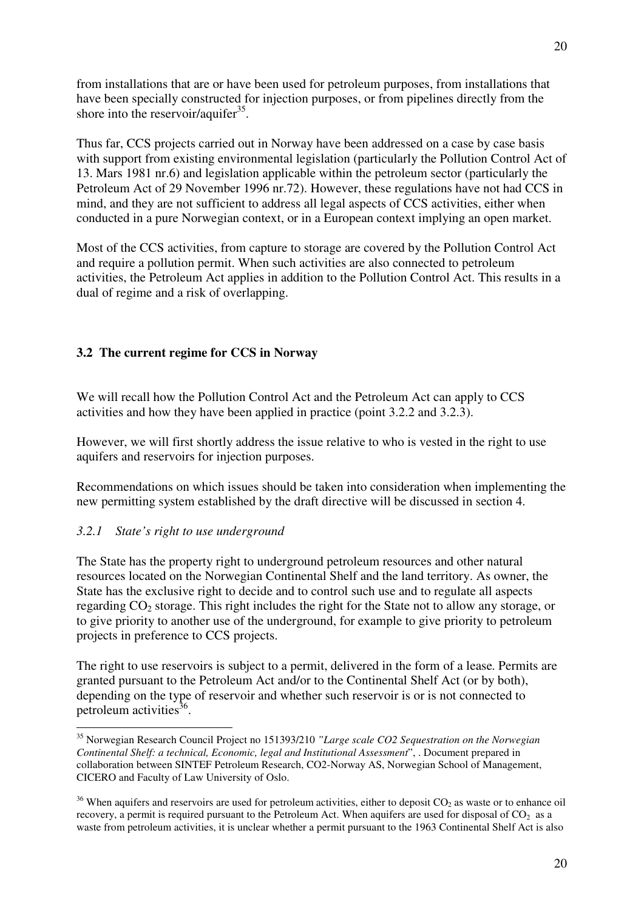from installations that are or have been used for petroleum purposes, from installations that have been specially constructed for injection purposes, or from pipelines directly from the shore into the reservoir/aquifer[35].

Thus far, CCS projects carried out in Norway have been addressed on a case by case basis with support from existing environmental legislation (particularly the Pollution Control Act of 13. Mars 1981 nr.6) and legislation applicable within the petroleum sector (particularly the Petroleum Act of 29 November 1996 nr.72). However, these regulations have not had CCS in mind, and they are not sufficient to address all legal aspects of CCS activities, either when conducted in a pure Norwegian context, or in a European context implying an open market.

Most of the CCS activities, from capture to storage are covered by the Pollution Control Act and require a pollution permit. When such activities are also connected to petroleum activities, the Petroleum Act applies in addition to the Pollution Control Act. This results in a dual of regime and a risk of overlapping.

### 3.2 The current regime for CCS in Norway

We will recall how the Pollution Control Act and the Petroleum Act can apply to CCS activities and how they have been applied in practice (point 3.2.2 and 3.2.3).

However, we will first shortly address the issue relative to who is vested in the right to use aquifers and reservoirs for injection purposes.

Recommendations on which issues should be taken into consideration when implementing the new permitting system established by the draft directive will be discussed in section 4.

#### *3.2.1 State's right to use underground*

The State has the property right to underground petroleum resources and other natural resources located on the Norwegian Continental Shelf and the land territory. As owner, the State has the exclusive right to decide and to control such use and to regulate all aspects regarding $CO_2$ storage. This right includes the right for the State not to allow any storage, or to give priority to another use of the underground, for example to give priority to petroleum projects in preference to CCS projects.

The right to use reservoirs is subject to a permit, delivered in the form of a lease. Permits are granted pursuant to the Petroleum Act and/or to the Continental Shelf Act (or by both), depending on the type of reservoir and whether such reservoir is or is not connected to petroleum activities[36].

---

[35] Norwegian Research Council Project no 151393/210 *"Large scale CO2 Sequestration on the Norwegian Continental Shelf: a technical, Economic, legal and Institutional Assessment*", . Document prepared in collaboration between SINTEF Petroleum Research, CO2-Norway AS, Norwegian School of Management, CICERO and Faculty of Law University of Oslo.

[36] When aquifers and reservoirs are used for petroleum activities, either to deposit $CO_2$ as waste or to enhance oil recovery, a permit is required pursuant to the Petroleum Act. When aquifers are used for disposal of $CO_2$ as a waste from petroleum activities, it is unclear whether a permit pursuant to the 1963 Continental Shelf Act is also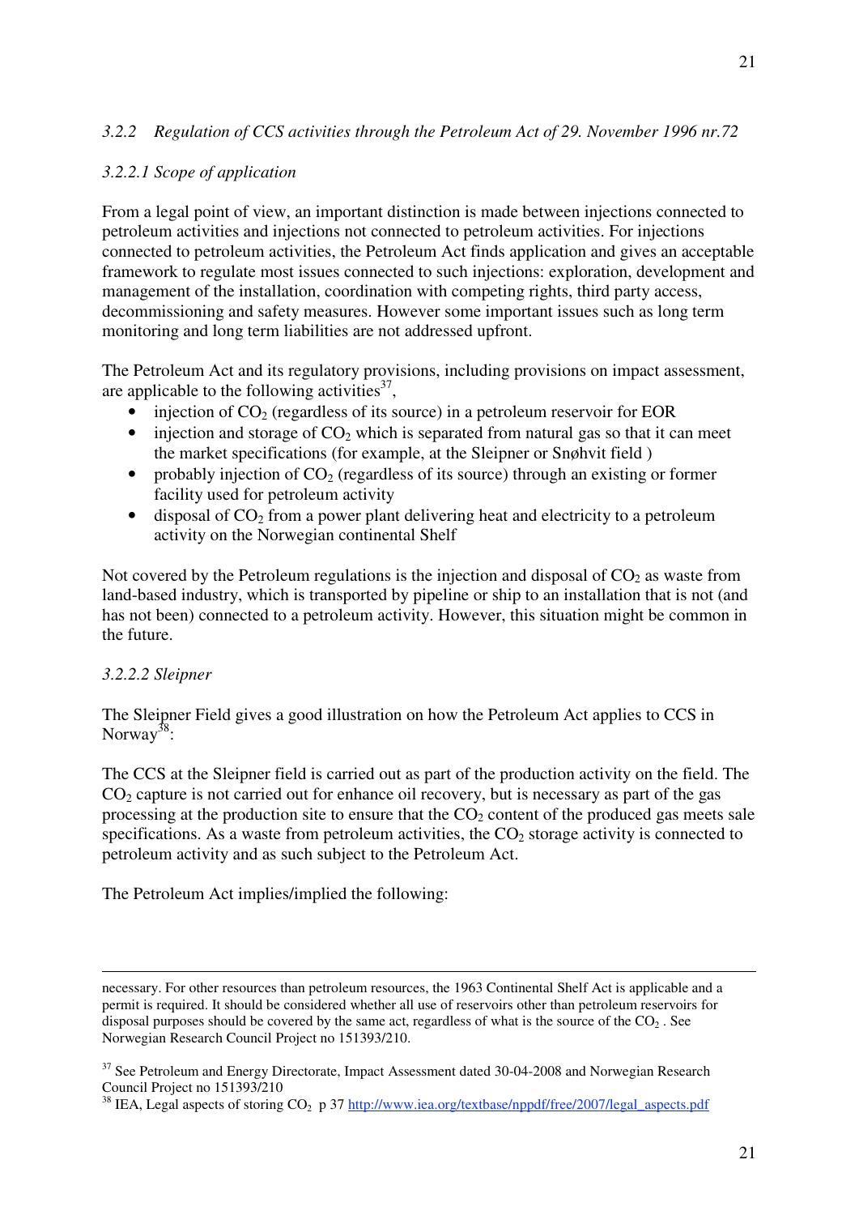### *3.2.2 Regulation of CCS activities through the Petroleum Act of 29. November 1996 nr.72*

#### *3.2.2.1 Scope of application*

From a legal point of view, an important distinction is made between injections connected to petroleum activities and injections not connected to petroleum activities. For injections connected to petroleum activities, the Petroleum Act finds application and gives an acceptable framework to regulate most issues connected to such injections: exploration, development and management of the installation, coordination with competing rights, third party access, decommissioning and safety measures. However some important issues such as long term monitoring and long term liabilities are not addressed upfront.

The Petroleum Act and its regulatory provisions, including provisions on impact assessment, are applicable to the following activities[37],

- injection of $CO_2$ (regardless of its source) in a petroleum reservoir for EOR
- injection and storage of $CO_2$ which is separated from natural gas so that it can meet the market specifications (for example, at the Sleipner or Snøhvit field )
- probably injection of $CO_2$ (regardless of its source) through an existing or former facility used for petroleum activity
- disposal of $CO_2$ from a power plant delivering heat and electricity to a petroleum activity on the Norwegian continental Shelf

Not covered by the Petroleum regulations is the injection and disposal of $CO_2$ as waste from land-based industry, which is transported by pipeline or ship to an installation that is not (and has not been) connected to a petroleum activity. However, this situation might be common in the future.

#### *3.2.2.2 Sleipner*

The Sleipner Field gives a good illustration on how the Petroleum Act applies to CCS in Norway[38]:

The CCS at the Sleipner field is carried out as part of the production activity on the field. The $CO_2$ capture is not carried out for enhance oil recovery, but is necessary as part of the gas processing at the production site to ensure that the $CO_2$ content of the produced gas meets sale specifications. As a waste from petroleum activities, the $CO_2$ storage activity is connected to petroleum activity and as such subject to the Petroleum Act.

The Petroleum Act implies/implied the following:

---

necessary. For other resources than petroleum resources, the 1963 Continental Shelf Act is applicable and a permit is required. It should be considered whether all use of reservoirs other than petroleum reservoirs for disposal purposes should be covered by the same act, regardless of what is the source of the $CO_2$ . See Norwegian Research Council Project no 151393/210.

[37] See Petroleum and Energy Directorate, Impact Assessment dated 30-04-2008 and Norwegian Research Council Project no 151393/210

[38] IEA, Legal aspects of storing $CO_2$ p 37 http://www.iea.org/textbase/nppdf/free/2007/legal_aspects.pdf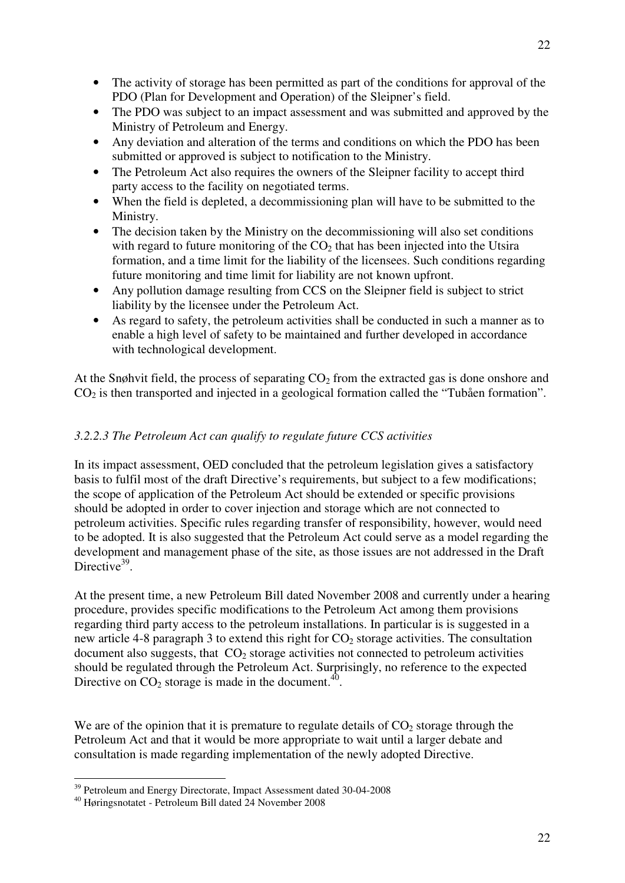- The activity of storage has been permitted as part of the conditions for approval of the PDO (Plan for Development and Operation) of the Sleipner's field.
- The PDO was subject to an impact assessment and was submitted and approved by the Ministry of Petroleum and Energy.
- Any deviation and alteration of the terms and conditions on which the PDO has been submitted or approved is subject to notification to the Ministry.
- The Petroleum Act also requires the owners of the Sleipner facility to accept third party access to the facility on negotiated terms.
- When the field is depleted, a decommissioning plan will have to be submitted to the Ministry.
- The decision taken by the Ministry on the decommissioning will also set conditions with regard to future monitoring of the $CO_2$ that has been injected into the Utsira formation, and a time limit for the liability of the licensees. Such conditions regarding future monitoring and time limit for liability are not known upfront.
- Any pollution damage resulting from CCS on the Sleipner field is subject to strict liability by the licensee under the Petroleum Act.
- As regard to safety, the petroleum activities shall be conducted in such a manner as to enable a high level of safety to be maintained and further developed in accordance with technological development.

At the Snøhvit field, the process of separating $CO_2$ from the extracted gas is done onshore and $CO_2$ is then transported and injected in a geological formation called the "Tubåen formation".

### *3.2.2.3 The Petroleum Act can qualify to regulate future CCS activities*

In its impact assessment, OED concluded that the petroleum legislation gives a satisfactory basis to fulfil most of the draft Directive's requirements, but subject to a few modifications; the scope of application of the Petroleum Act should be extended or specific provisions should be adopted in order to cover injection and storage which are not connected to petroleum activities. Specific rules regarding transfer of responsibility, however, would need to be adopted. It is also suggested that the Petroleum Act could serve as a model regarding the development and management phase of the site, as those issues are not addressed in the Draft Directive[39].

At the present time, a new Petroleum Bill dated November 2008 and currently under a hearing procedure, provides specific modifications to the Petroleum Act among them provisions regarding third party access to the petroleum installations. In particular is is suggested in a new article 4-8 paragraph 3 to extend this right for $CO_2$ storage activities. The consultation document also suggests, that $CO_2$ storage activities not connected to petroleum activities should be regulated through the Petroleum Act. Surprisingly, no reference to the expected Directive on $CO_2$ storage is made in the document.[40].

We are of the opinion that it is premature to regulate details of $CO_2$ storage through the Petroleum Act and that it would be more appropriate to wait until a larger debate and consultation is made regarding implementation of the newly adopted Directive.

---

[39] Petroleum and Energy Directorate, Impact Assessment dated 30-04-2008

[40] Høringsnotatet - Petroleum Bill dated 24 November 2008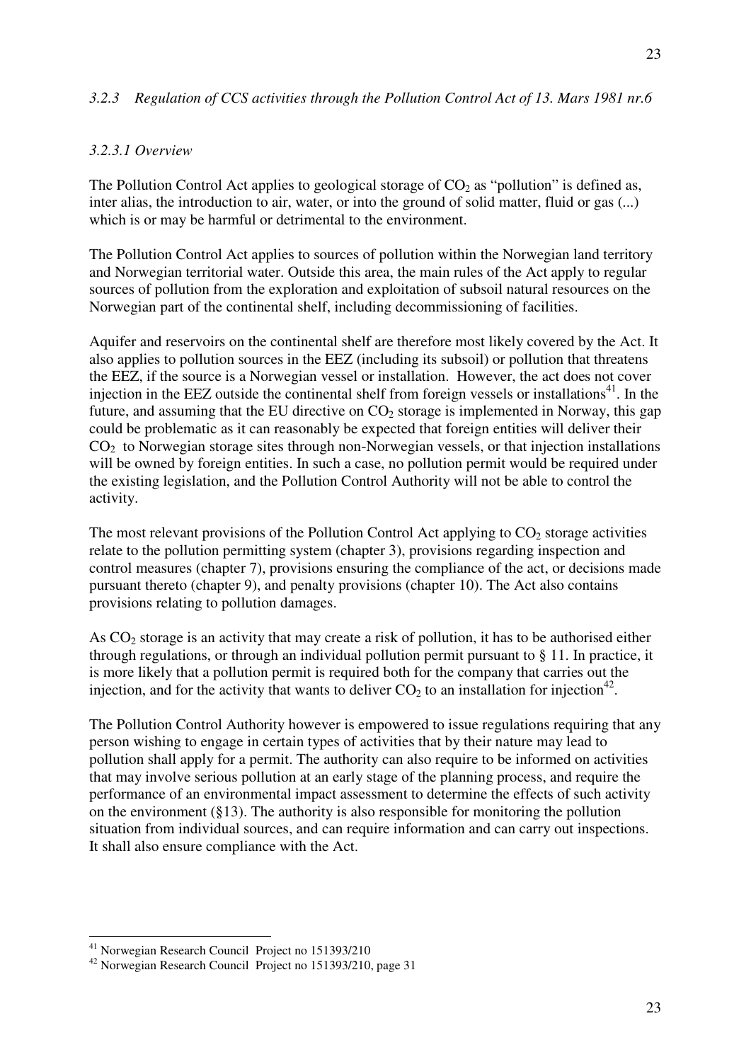### *3.2.3 Regulation of CCS activities through the Pollution Control Act of 13. Mars 1981 nr.6*

#### *3.2.3.1 Overview*

The Pollution Control Act applies to geological storage of $CO_2$ as "pollution" is defined as, inter alias, the introduction to air, water, or into the ground of solid matter, fluid or gas (...) which is or may be harmful or detrimental to the environment.

The Pollution Control Act applies to sources of pollution within the Norwegian land territory and Norwegian territorial water. Outside this area, the main rules of the Act apply to regular sources of pollution from the exploration and exploitation of subsoil natural resources on the Norwegian part of the continental shelf, including decommissioning of facilities.

Aquifer and reservoirs on the continental shelf are therefore most likely covered by the Act. It also applies to pollution sources in the EEZ (including its subsoil) or pollution that threatens the EEZ, if the source is a Norwegian vessel or installation. However, the act does not cover injection in the EEZ outside the continental shelf from foreign vessels or installations[41]. In the future, and assuming that the EU directive on $CO_2$ storage is implemented in Norway, this gap could be problematic as it can reasonably be expected that foreign entities will deliver their $CO_2$ to Norwegian storage sites through non-Norwegian vessels, or that injection installations will be owned by foreign entities. In such a case, no pollution permit would be required under the existing legislation, and the Pollution Control Authority will not be able to control the activity.

The most relevant provisions of the Pollution Control Act applying to $CO_2$ storage activities relate to the pollution permitting system (chapter 3), provisions regarding inspection and control measures (chapter 7), provisions ensuring the compliance of the act, or decisions made pursuant thereto (chapter 9), and penalty provisions (chapter 10). The Act also contains provisions relating to pollution damages.

As $CO_2$ storage is an activity that may create a risk of pollution, it has to be authorised either through regulations, or through an individual pollution permit pursuant to § 11. In practice, it is more likely that a pollution permit is required both for the company that carries out the injection, and for the activity that wants to deliver $CO_2$ to an installation for injection[42].

The Pollution Control Authority however is empowered to issue regulations requiring that any person wishing to engage in certain types of activities that by their nature may lead to pollution shall apply for a permit. The authority can also require to be informed on activities that may involve serious pollution at an early stage of the planning process, and require the performance of an environmental impact assessment to determine the effects of such activity on the environment (§13). The authority is also responsible for monitoring the pollution situation from individual sources, and can require information and can carry out inspections. It shall also ensure compliance with the Act.

---

[41] Norwegian Research Council Project no 151393/210

[42] Norwegian Research Council Project no 151393/210, page 31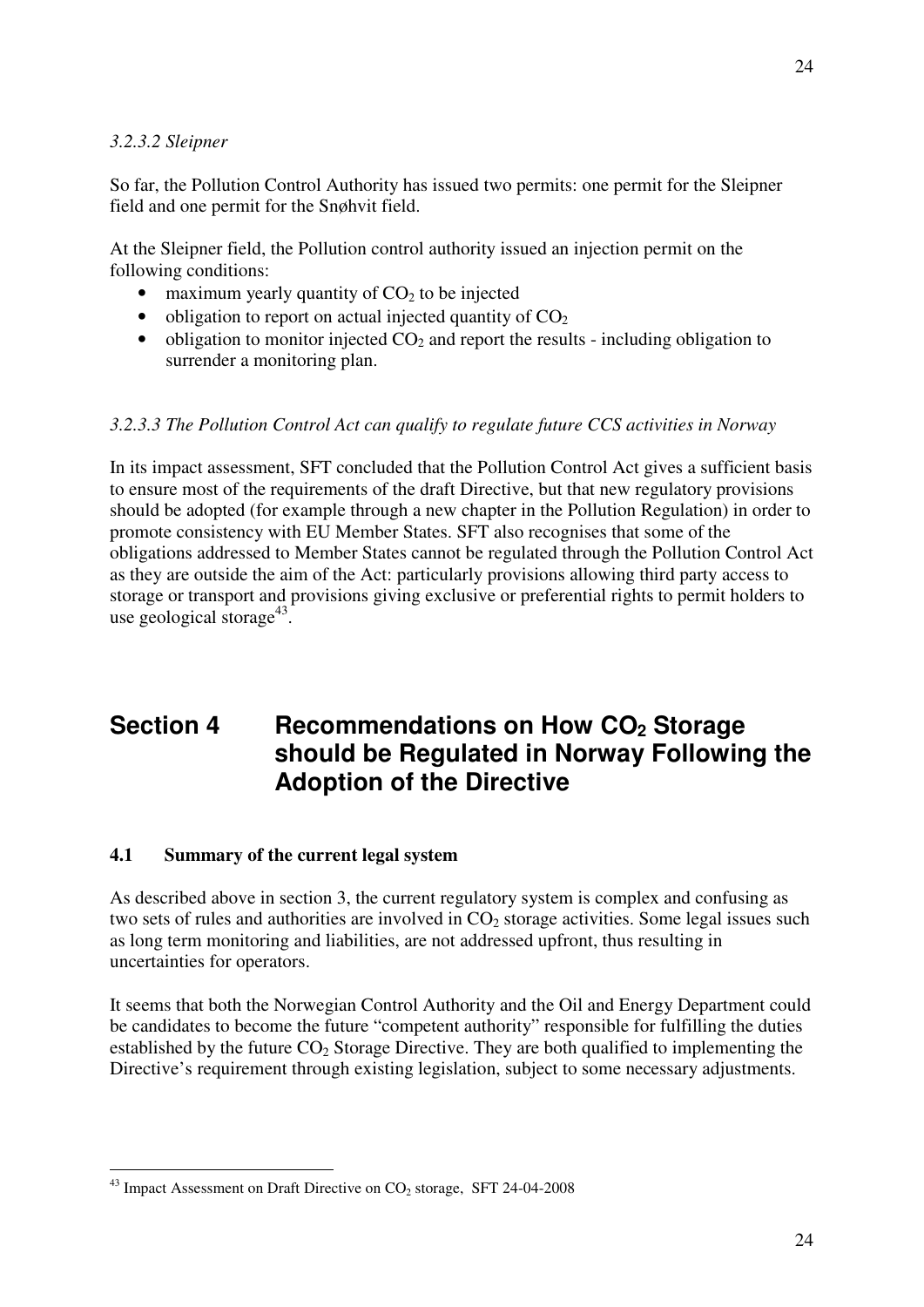*3.2.3.2 Sleipner*

So far, the Pollution Control Authority has issued two permits: one permit for the Sleipner field and one permit for the Snøhvit field.

At the Sleipner field, the Pollution control authority issued an injection permit on the following conditions:

- maximum yearly quantity of $CO_2$ to be injected
- obligation to report on actual injected quantity of $CO_2$
- obligation to monitor injected $CO_2$ and report the results - including obligation to surrender a monitoring plan.

*3.2.3.3 The Pollution Control Act can qualify to regulate future CCS activities in Norway*

In its impact assessment, SFT concluded that the Pollution Control Act gives a sufficient basis to ensure most of the requirements of the draft Directive, but that new regulatory provisions should be adopted (for example through a new chapter in the Pollution Regulation) in order to promote consistency with EU Member States. SFT also recognises that some of the obligations addressed to Member States cannot be regulated through the Pollution Control Act as they are outside the aim of the Act: particularly provisions allowing third party access to storage or transport and provisions giving exclusive or preferential rights to permit holders to use geological storage[43].

# Section 4 Recommendations on How $CO_2$ Storage should be Regulated in Norway Following the Adoption of the Directive

## 4.1 Summary of the current legal system

As described above in section 3, the current regulatory system is complex and confusing as two sets of rules and authorities are involved in $CO_2$ storage activities. Some legal issues such as long term monitoring and liabilities, are not addressed upfront, thus resulting in uncertainties for operators.

It seems that both the Norwegian Control Authority and the Oil and Energy Department could be candidates to become the future "competent authority" responsible for fulfilling the duties established by the future $CO_2$ Storage Directive. They are both qualified to implementing the Directive's requirement through existing legislation, subject to some necessary adjustments.

[43] Impact Assessment on Draft Directive on $CO_2$ storage, SFT 24-04-2008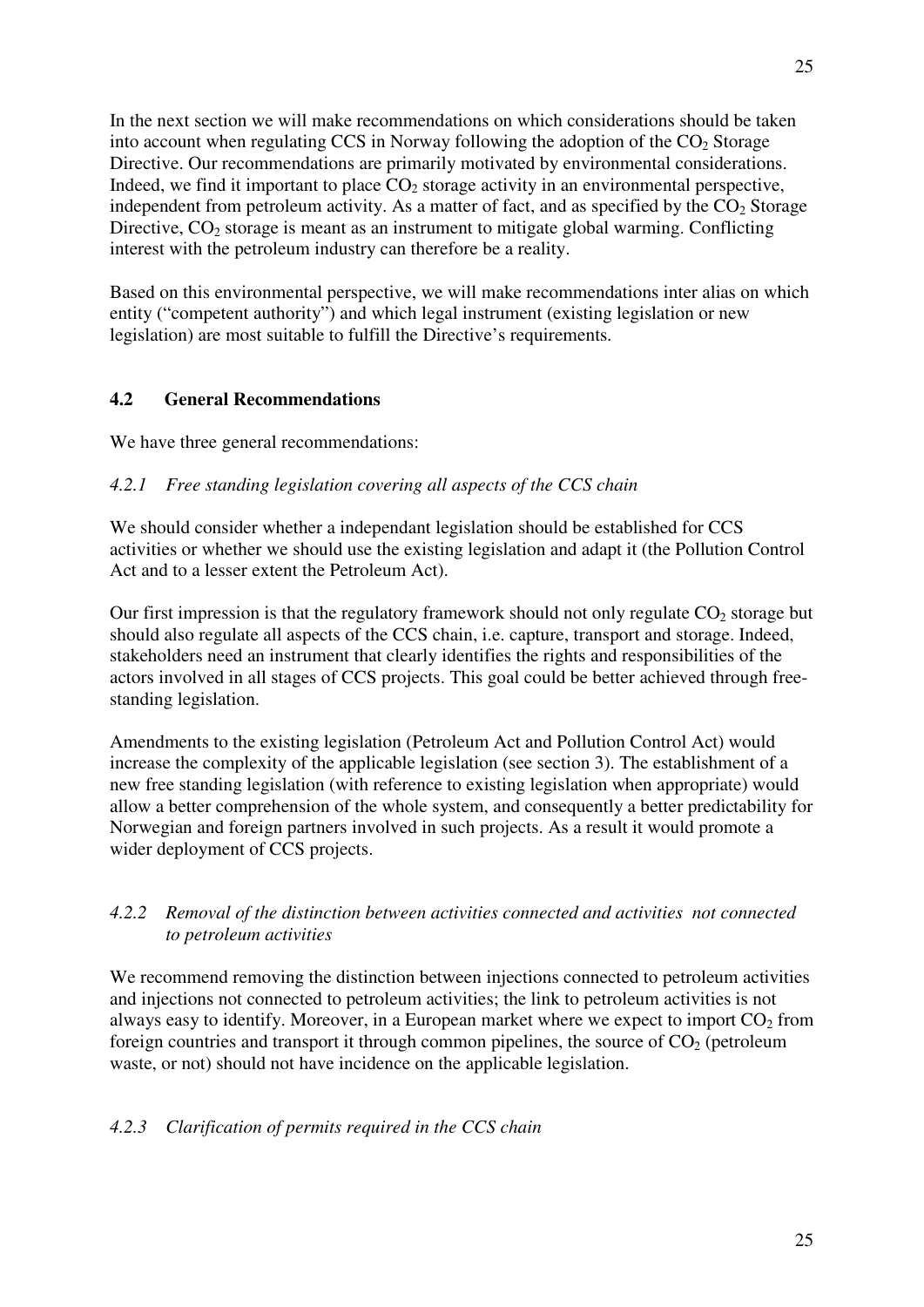In the next section we will make recommendations on which considerations should be taken into account when regulating CCS in Norway following the adoption of the $CO_2$ Storage Directive. Our recommendations are primarily motivated by environmental considerations. Indeed, we find it important to place $CO_2$ storage activity in an environmental perspective, independent from petroleum activity. As a matter of fact, and as specified by the $CO_2$ Storage Directive, $CO_2$ storage is meant as an instrument to mitigate global warming. Conflicting interest with the petroleum industry can therefore be a reality.

Based on this environmental perspective, we will make recommendations inter alias on which entity ("competent authority") and which legal instrument (existing legislation or new legislation) are most suitable to fulfill the Directive's requirements.

## 4.2 General Recommendations

We have three general recommendations:

### *4.2.1 Free standing legislation covering all aspects of the CCS chain*

We should consider whether a independant legislation should be established for CCS activities or whether we should use the existing legislation and adapt it (the Pollution Control Act and to a lesser extent the Petroleum Act).

Our first impression is that the regulatory framework should not only regulate $CO_2$ storage but should also regulate all aspects of the CCS chain, i.e. capture, transport and storage. Indeed, stakeholders need an instrument that clearly identifies the rights and responsibilities of the actors involved in all stages of CCS projects. This goal could be better achieved through free-standing legislation.

Amendments to the existing legislation (Petroleum Act and Pollution Control Act) would increase the complexity of the applicable legislation (see section 3). The establishment of a new free standing legislation (with reference to existing legislation when appropriate) would allow a better comprehension of the whole system, and consequently a better predictability for Norwegian and foreign partners involved in such projects. As a result it would promote a wider deployment of CCS projects.

### *4.2.2 Removal of the distinction between activities connected and activities not connected to petroleum activities*

We recommend removing the distinction between injections connected to petroleum activities and injections not connected to petroleum activities; the link to petroleum activities is not always easy to identify. Moreover, in a European market where we expect to import $CO_2$ from foreign countries and transport it through common pipelines, the source of $CO_2$ (petroleum waste, or not) should not have incidence on the applicable legislation.

### *4.2.3 Clarification of permits required in the CCS chain*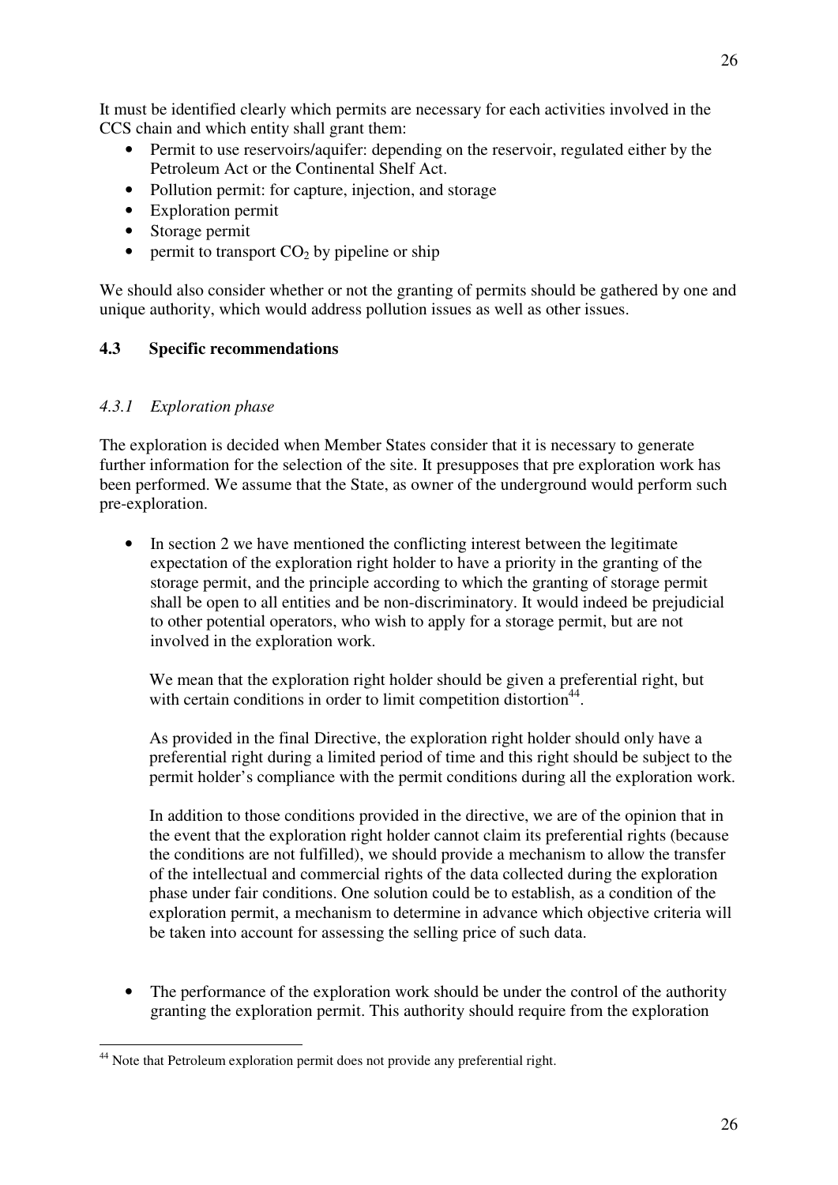It must be identified clearly which permits are necessary for each activities involved in the CCS chain and which entity shall grant them:

- Permit to use reservoirs/aquifer: depending on the reservoir, regulated either by the Petroleum Act or the Continental Shelf Act.
- Pollution permit: for capture, injection, and storage
- Exploration permit
- Storage permit
- permit to transport $CO_2$ by pipeline or ship

We should also consider whether or not the granting of permits should be gathered by one and unique authority, which would address pollution issues as well as other issues.

### 4.3 Specific recommendations

#### *4.3.1 Exploration phase*

The exploration is decided when Member States consider that it is necessary to generate further information for the selection of the site. It presupposes that pre exploration work has been performed. We assume that the State, as owner of the underground would perform such pre-exploration.

- In section 2 we have mentioned the conflicting interest between the legitimate expectation of the exploration right holder to have a priority in the granting of the storage permit, and the principle according to which the granting of storage permit shall be open to all entities and be non-discriminatory. It would indeed be prejudicial to other potential operators, who wish to apply for a storage permit, but are not involved in the exploration work.

  We mean that the exploration right holder should be given a preferential right, but with certain conditions in order to limit competition distortion[44].

  As provided in the final Directive, the exploration right holder should only have a preferential right during a limited period of time and this right should be subject to the permit holder's compliance with the permit conditions during all the exploration work.

  In addition to those conditions provided in the directive, we are of the opinion that in the event that the exploration right holder cannot claim its preferential rights (because the conditions are not fulfilled), we should provide a mechanism to allow the transfer of the intellectual and commercial rights of the data collected during the exploration phase under fair conditions. One solution could be to establish, as a condition of the exploration permit, a mechanism to determine in advance which objective criteria will be taken into account for assessing the selling price of such data.

- The performance of the exploration work should be under the control of the authority granting the exploration permit. This authority should require from the exploration

[44] Note that Petroleum exploration permit does not provide any preferential right.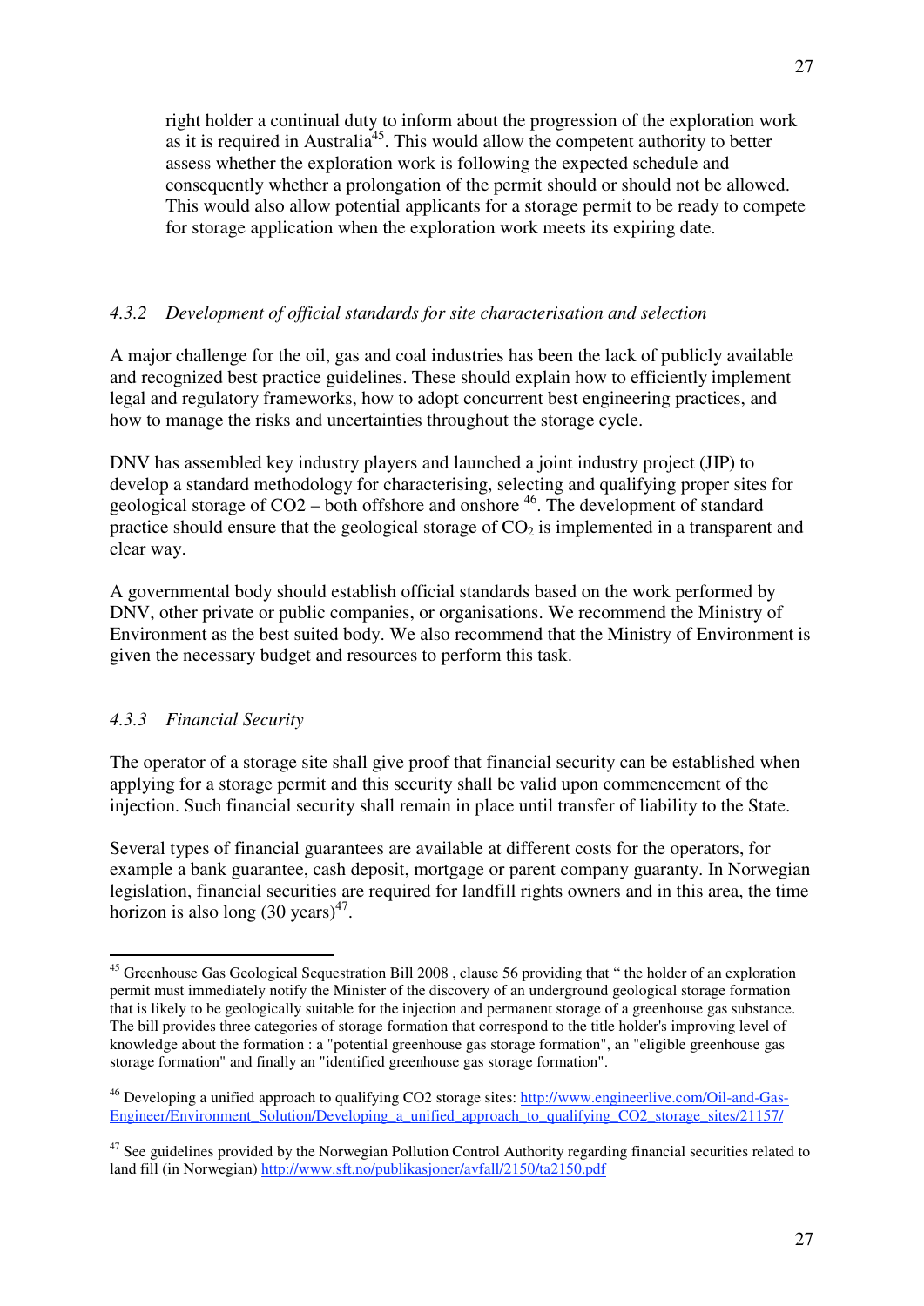right holder a continual duty to inform about the progression of the exploration work as it is required in Australia[45]. This would allow the competent authority to better assess whether the exploration work is following the expected schedule and consequently whether a prolongation of the permit should or should not be allowed. This would also allow potential applicants for a storage permit to be ready to compete for storage application when the exploration work meets its expiring date.

### *4.3.2 Development of official standards for site characterisation and selection*

A major challenge for the oil, gas and coal industries has been the lack of publicly available and recognized best practice guidelines. These should explain how to efficiently implement legal and regulatory frameworks, how to adopt concurrent best engineering practices, and how to manage the risks and uncertainties throughout the storage cycle.

DNV has assembled key industry players and launched a joint industry project (JIP) to develop a standard methodology for characterising, selecting and qualifying proper sites for geological storage of CO2 – both offshore and onshore [46]. The development of standard practice should ensure that the geological storage of $CO_2$ is implemented in a transparent and clear way.

A governmental body should establish official standards based on the work performed by DNV, other private or public companies, or organisations. We recommend the Ministry of Environment as the best suited body. We also recommend that the Ministry of Environment is given the necessary budget and resources to perform this task.

### *4.3.3 Financial Security*

The operator of a storage site shall give proof that financial security can be established when applying for a storage permit and this security shall be valid upon commencement of the injection. Such financial security shall remain in place until transfer of liability to the State.

Several types of financial guarantees are available at different costs for the operators, for example a bank guarantee, cash deposit, mortgage or parent company guaranty. In Norwegian legislation, financial securities are required for landfill rights owners and in this area, the time horizon is also long (30 years)[47].

---

[45] Greenhouse Gas Geological Sequestration Bill 2008 , clause 56 providing that " the holder of an exploration permit must immediately notify the Minister of the discovery of an underground geological storage formation that is likely to be geologically suitable for the injection and permanent storage of a greenhouse gas substance. The bill provides three categories of storage formation that correspond to the title holder's improving level of knowledge about the formation : a "potential greenhouse gas storage formation", an "eligible greenhouse gas storage formation" and finally an "identified greenhouse gas storage formation".

[46] Developing a unified approach to qualifying CO2 storage sites: http://www.engineerlive.com/Oil-and-Gas-Engineer/Environment_Solution/Developing_a_unified_approach_to_qualifying_CO2_storage_sites/21157/

[47] See guidelines provided by the Norwegian Pollution Control Authority regarding financial securities related to land fill (in Norwegian) http://www.sft.no/publikasjoner/avfall/2150/ta2150.pdf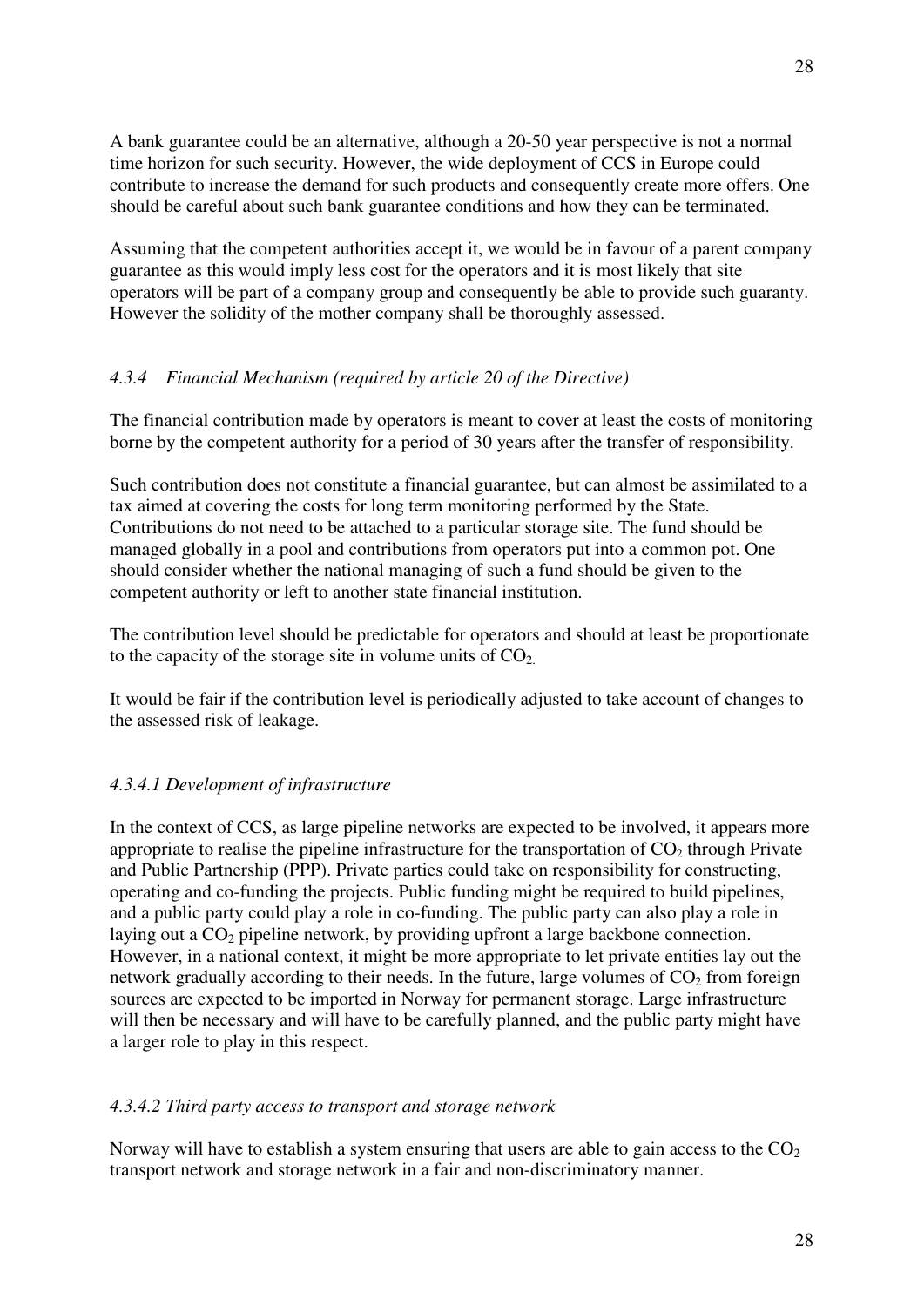A bank guarantee could be an alternative, although a 20-50 year perspective is not a normal time horizon for such security. However, the wide deployment of CCS in Europe could contribute to increase the demand for such products and consequently create more offers. One should be careful about such bank guarantee conditions and how they can be terminated.

Assuming that the competent authorities accept it, we would be in favour of a parent company guarantee as this would imply less cost for the operators and it is most likely that site operators will be part of a company group and consequently be able to provide such guaranty. However the solidity of the mother company shall be thoroughly assessed.

### *4.3.4 Financial Mechanism (required by article 20 of the Directive)*

The financial contribution made by operators is meant to cover at least the costs of monitoring borne by the competent authority for a period of 30 years after the transfer of responsibility.

Such contribution does not constitute a financial guarantee, but can almost be assimilated to a tax aimed at covering the costs for long term monitoring performed by the State. Contributions do not need to be attached to a particular storage site. The fund should be managed globally in a pool and contributions from operators put into a common pot. One should consider whether the national managing of such a fund should be given to the competent authority or left to another state financial institution.

The contribution level should be predictable for operators and should at least be proportionate to the capacity of the storage site in volume units of $CO_2$.

It would be fair if the contribution level is periodically adjusted to take account of changes to the assessed risk of leakage.

#### *4.3.4.1 Development of infrastructure*

In the context of CCS, as large pipeline networks are expected to be involved, it appears more appropriate to realise the pipeline infrastructure for the transportation of $CO_2$ through Private and Public Partnership (PPP). Private parties could take on responsibility for constructing, operating and co-funding the projects. Public funding might be required to build pipelines, and a public party could play a role in co-funding. The public party can also play a role in laying out a $CO_2$ pipeline network, by providing upfront a large backbone connection. However, in a national context, it might be more appropriate to let private entities lay out the network gradually according to their needs. In the future, large volumes of $CO_2$ from foreign sources are expected to be imported in Norway for permanent storage. Large infrastructure will then be necessary and will have to be carefully planned, and the public party might have a larger role to play in this respect.

#### *4.3.4.2 Third party access to transport and storage network*

Norway will have to establish a system ensuring that users are able to gain access to the $CO_2$ transport network and storage network in a fair and non-discriminatory manner.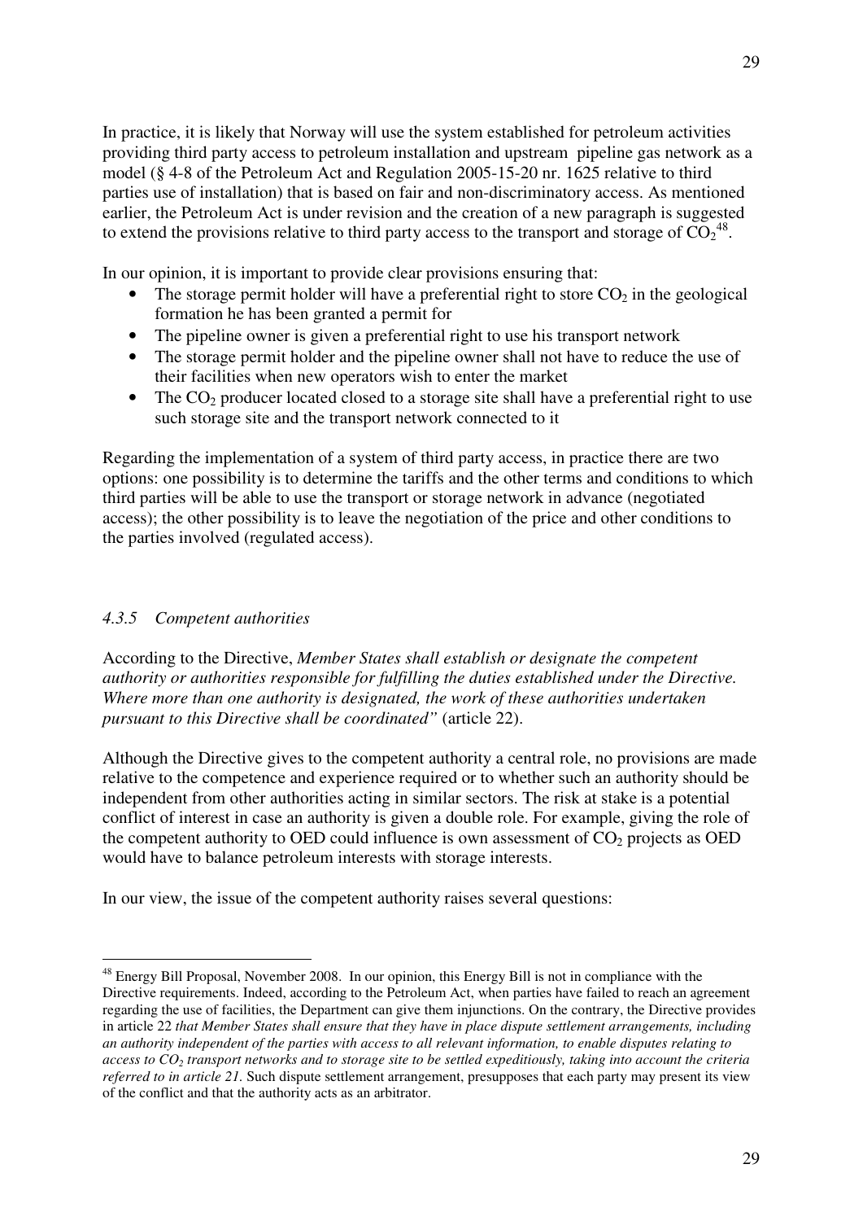In practice, it is likely that Norway will use the system established for petroleum activities providing third party access to petroleum installation and upstream pipeline gas network as a model (§ 4-8 of the Petroleum Act and Regulation 2005-15-20 nr. 1625 relative to third parties use of installation) that is based on fair and non-discriminatory access. As mentioned earlier, the Petroleum Act is under revision and the creation of a new paragraph is suggested to extend the provisions relative to third party access to the transport and storage of $CO_2$[48].

In our opinion, it is important to provide clear provisions ensuring that:

- The storage permit holder will have a preferential right to store $CO_2$ in the geological formation he has been granted a permit for
- The pipeline owner is given a preferential right to use his transport network
- The storage permit holder and the pipeline owner shall not have to reduce the use of their facilities when new operators wish to enter the market
- The $CO_2$ producer located closed to a storage site shall have a preferential right to use such storage site and the transport network connected to it

Regarding the implementation of a system of third party access, in practice there are two options: one possibility is to determine the tariffs and the other terms and conditions to which third parties will be able to use the transport or storage network in advance (negotiated access); the other possibility is to leave the negotiation of the price and other conditions to the parties involved (regulated access).

#### *4.3.5 Competent authorities*

According to the Directive, *Member States shall establish or designate the competent authority or authorities responsible for fulfilling the duties established under the Directive. Where more than one authority is designated, the work of these authorities undertaken pursuant to this Directive shall be coordinated"* (article 22).

Although the Directive gives to the competent authority a central role, no provisions are made relative to the competence and experience required or to whether such an authority should be independent from other authorities acting in similar sectors. The risk at stake is a potential conflict of interest in case an authority is given a double role. For example, giving the role of the competent authority to OED could influence is own assessment of $CO_2$ projects as OED would have to balance petroleum interests with storage interests.

In our view, the issue of the competent authority raises several questions:

---

[48] Energy Bill Proposal, November 2008. In our opinion, this Energy Bill is not in compliance with the Directive requirements. Indeed, according to the Petroleum Act, when parties have failed to reach an agreement regarding the use of facilities, the Department can give them injunctions. On the contrary, the Directive provides in article 22 *that Member States shall ensure that they have in place dispute settlement arrangements, including an authority independent of the parties with access to all relevant information, to enable disputes relating to access to $CO_2$ transport networks and to storage site to be settled expeditiously, taking into account the criteria referred to in article 21.* Such dispute settlement arrangement, presupposes that each party may present its view of the conflict and that the authority acts as an arbitrator.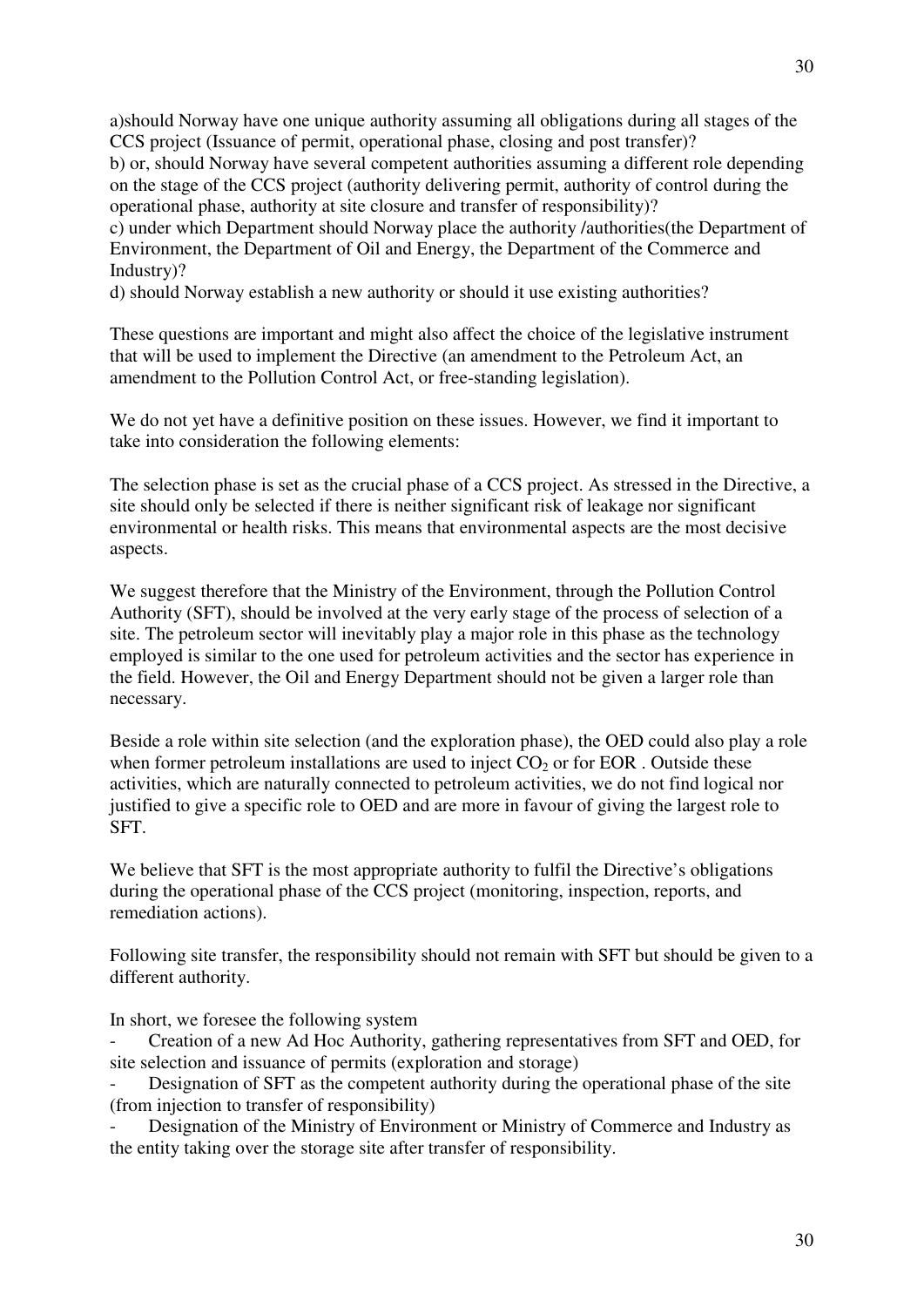a)should Norway have one unique authority assuming all obligations during all stages of the CCS project (Issuance of permit, operational phase, closing and post transfer)?
b) or, should Norway have several competent authorities assuming a different role depending on the stage of the CCS project (authority delivering permit, authority of control during the operational phase, authority at site closure and transfer of responsibility)?
c) under which Department should Norway place the authority /authorities(the Department of Environment, the Department of Oil and Energy, the Department of the Commerce and Industry)?
d) should Norway establish a new authority or should it use existing authorities?

These questions are important and might also affect the choice of the legislative instrument that will be used to implement the Directive (an amendment to the Petroleum Act, an amendment to the Pollution Control Act, or free-standing legislation).

We do not yet have a definitive position on these issues. However, we find it important to take into consideration the following elements:

The selection phase is set as the crucial phase of a CCS project. As stressed in the Directive, a site should only be selected if there is neither significant risk of leakage nor significant environmental or health risks. This means that environmental aspects are the most decisive aspects.

We suggest therefore that the Ministry of the Environment, through the Pollution Control Authority (SFT), should be involved at the very early stage of the process of selection of a site. The petroleum sector will inevitably play a major role in this phase as the technology employed is similar to the one used for petroleum activities and the sector has experience in the field. However, the Oil and Energy Department should not be given a larger role than necessary.

Beside a role within site selection (and the exploration phase), the OED could also play a role when former petroleum installations are used to inject $CO_2$ or for EOR . Outside these activities, which are naturally connected to petroleum activities, we do not find logical nor justified to give a specific role to OED and are more in favour of giving the largest role to SFT.

We believe that SFT is the most appropriate authority to fulfil the Directive's obligations during the operational phase of the CCS project (monitoring, inspection, reports, and remediation actions).

Following site transfer, the responsibility should not remain with SFT but should be given to a different authority.

In short, we foresee the following system

- Creation of a new Ad Hoc Authority, gathering representatives from SFT and OED, for site selection and issuance of permits (exploration and storage)
- Designation of SFT as the competent authority during the operational phase of the site (from injection to transfer of responsibility)
- Designation of the Ministry of Environment or Ministry of Commerce and Industry as the entity taking over the storage site after transfer of responsibility.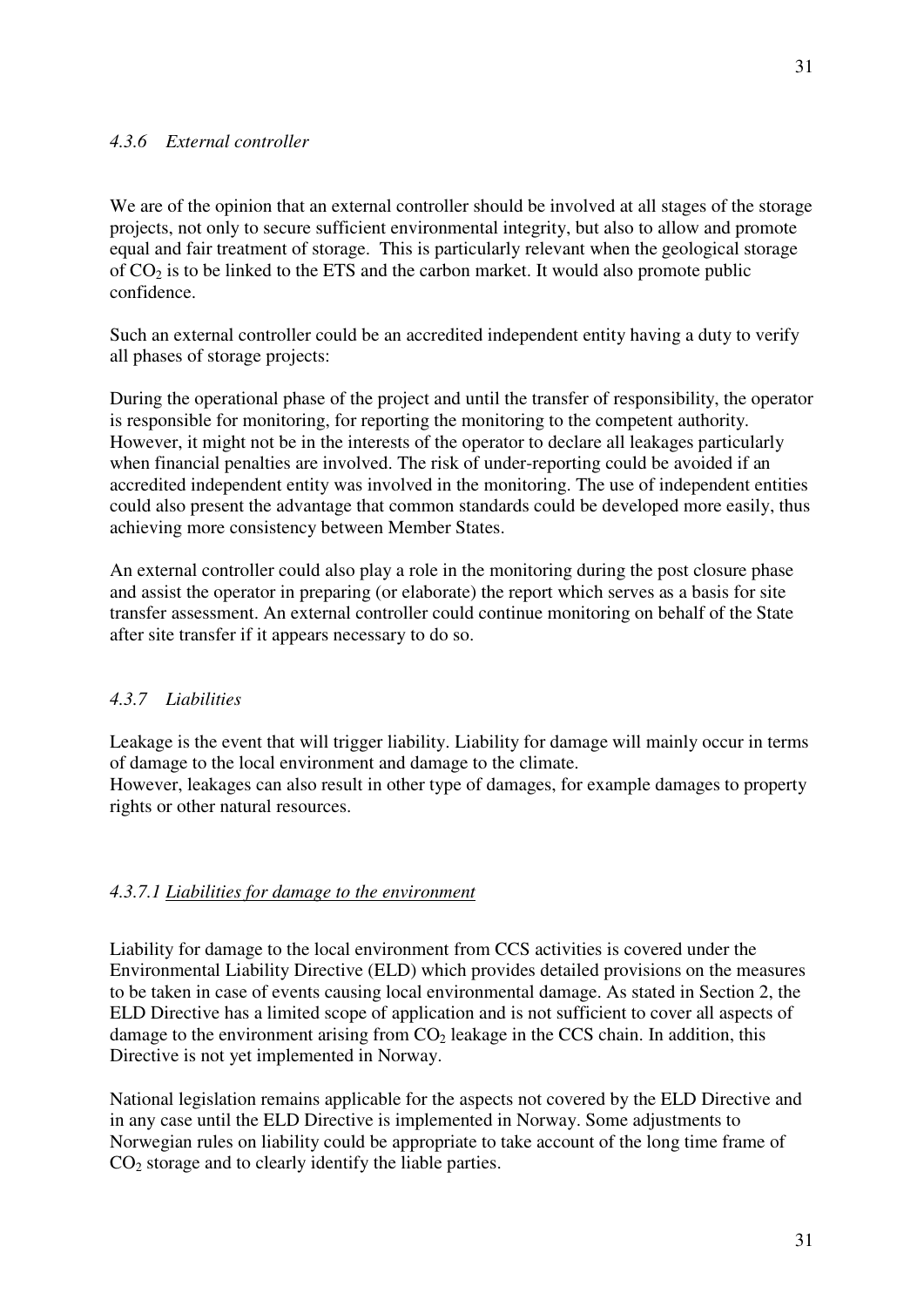#### *4.3.6 External controller*

We are of the opinion that an external controller should be involved at all stages of the storage projects, not only to secure sufficient environmental integrity, but also to allow and promote equal and fair treatment of storage. This is particularly relevant when the geological storage of $CO_2$ is to be linked to the ETS and the carbon market. It would also promote public confidence.

Such an external controller could be an accredited independent entity having a duty to verify all phases of storage projects:

During the operational phase of the project and until the transfer of responsibility, the operator is responsible for monitoring, for reporting the monitoring to the competent authority. However, it might not be in the interests of the operator to declare all leakages particularly when financial penalties are involved. The risk of under-reporting could be avoided if an accredited independent entity was involved in the monitoring. The use of independent entities could also present the advantage that common standards could be developed more easily, thus achieving more consistency between Member States.

An external controller could also play a role in the monitoring during the post closure phase and assist the operator in preparing (or elaborate) the report which serves as a basis for site transfer assessment. An external controller could continue monitoring on behalf of the State after site transfer if it appears necessary to do so.

#### *4.3.7 Liabilities*

Leakage is the event that will trigger liability. Liability for damage will mainly occur in terms of damage to the local environment and damage to the climate.
However, leakages can also result in other type of damages, for example damages to property rights or other natural resources.

##### *4.3.7.1 Liabilities for damage to the environment*

Liability for damage to the local environment from CCS activities is covered under the Environmental Liability Directive (ELD) which provides detailed provisions on the measures to be taken in case of events causing local environmental damage. As stated in Section 2, the ELD Directive has a limited scope of application and is not sufficient to cover all aspects of damage to the environment arising from $CO_2$ leakage in the CCS chain. In addition, this Directive is not yet implemented in Norway.

National legislation remains applicable for the aspects not covered by the ELD Directive and in any case until the ELD Directive is implemented in Norway. Some adjustments to Norwegian rules on liability could be appropriate to take account of the long time frame of $CO_2$ storage and to clearly identify the liable parties.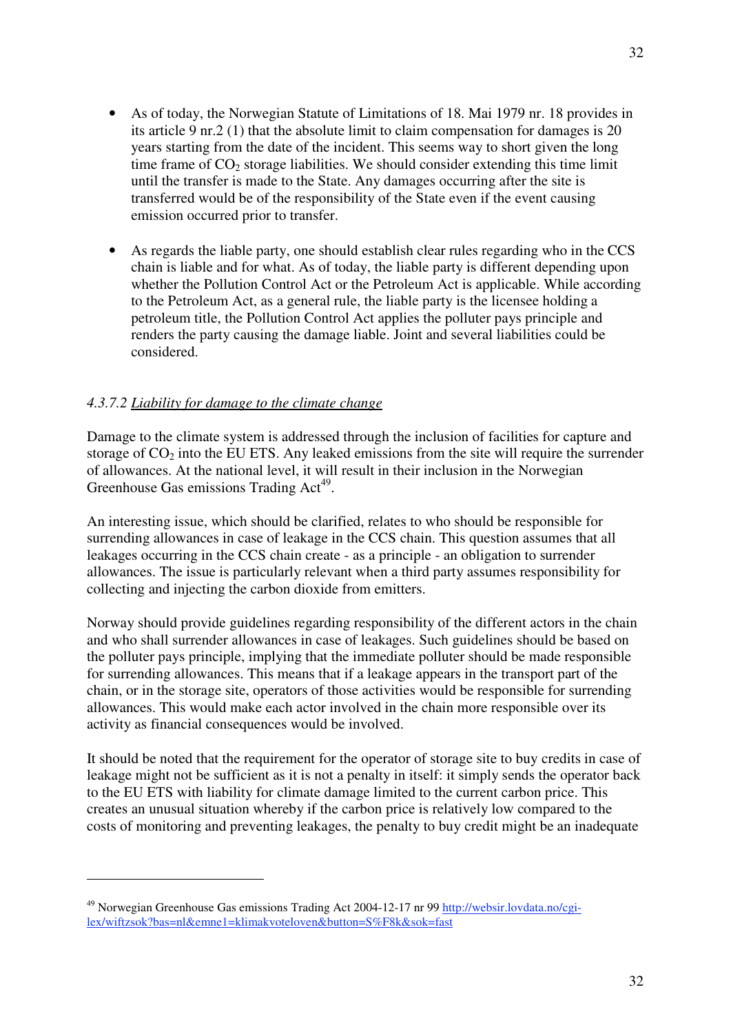- As of today, the Norwegian Statute of Limitations of 18. Mai 1979 nr. 18 provides in its article 9 nr.2 (1) that the absolute limit to claim compensation for damages is 20 years starting from the date of the incident. This seems way to short given the long time frame of $CO_2$ storage liabilities. We should consider extending this time limit until the transfer is made to the State. Any damages occurring after the site is transferred would be of the responsibility of the State even if the event causing emission occurred prior to transfer.

- As regards the liable party, one should establish clear rules regarding who in the CCS chain is liable and for what. As of today, the liable party is different depending upon whether the Pollution Control Act or the Petroleum Act is applicable. While according to the Petroleum Act, as a general rule, the liable party is the licensee holding a petroleum title, the Pollution Control Act applies the polluter pays principle and renders the party causing the damage liable. Joint and several liabilities could be considered.

#### 4.3.7.2 Liability for damage to the climate change

Damage to the climate system is addressed through the inclusion of facilities for capture and storage of $CO_2$ into the EU ETS. Any leaked emissions from the site will require the surrender of allowances. At the national level, it will result in their inclusion in the Norwegian Greenhouse Gas emissions Trading Act[49].

An interesting issue, which should be clarified, relates to who should be responsible for surrendering allowances in case of leakage in the CCS chain. This question assumes that all leakages occurring in the CCS chain create - as a principle - an obligation to surrender allowances. The issue is particularly relevant when a third party assumes responsibility for collecting and injecting the carbon dioxide from emitters.

Norway should provide guidelines regarding responsibility of the different actors in the chain and who shall surrender allowances in case of leakages. Such guidelines should be based on the polluter pays principle, implying that the immediate polluter should be made responsible for surrendering allowances. This means that if a leakage appears in the transport part of the chain, or in the storage site, operators of those activities would be responsible for surrendering allowances. This would make each actor involved in the chain more responsible over its activity as financial consequences would be involved.

It should be noted that the requirement for the operator of storage site to buy credits in case of leakage might not be sufficient as it is not a penalty in itself: it simply sends the operator back to the EU ETS with liability for climate damage limited to the current carbon price. This creates an unusual situation whereby if the carbon price is relatively low compared to the costs of monitoring and preventing leakages, the penalty to buy credit might be an inadequate

---

[49] Norwegian Greenhouse Gas emissions Trading Act 2004-12-17 nr 99 http://websir.lovdata.no/cgi-lex/wiftzsok?bas=nl&emne1=klimakvoteloven&button=S%F8k&sok=fast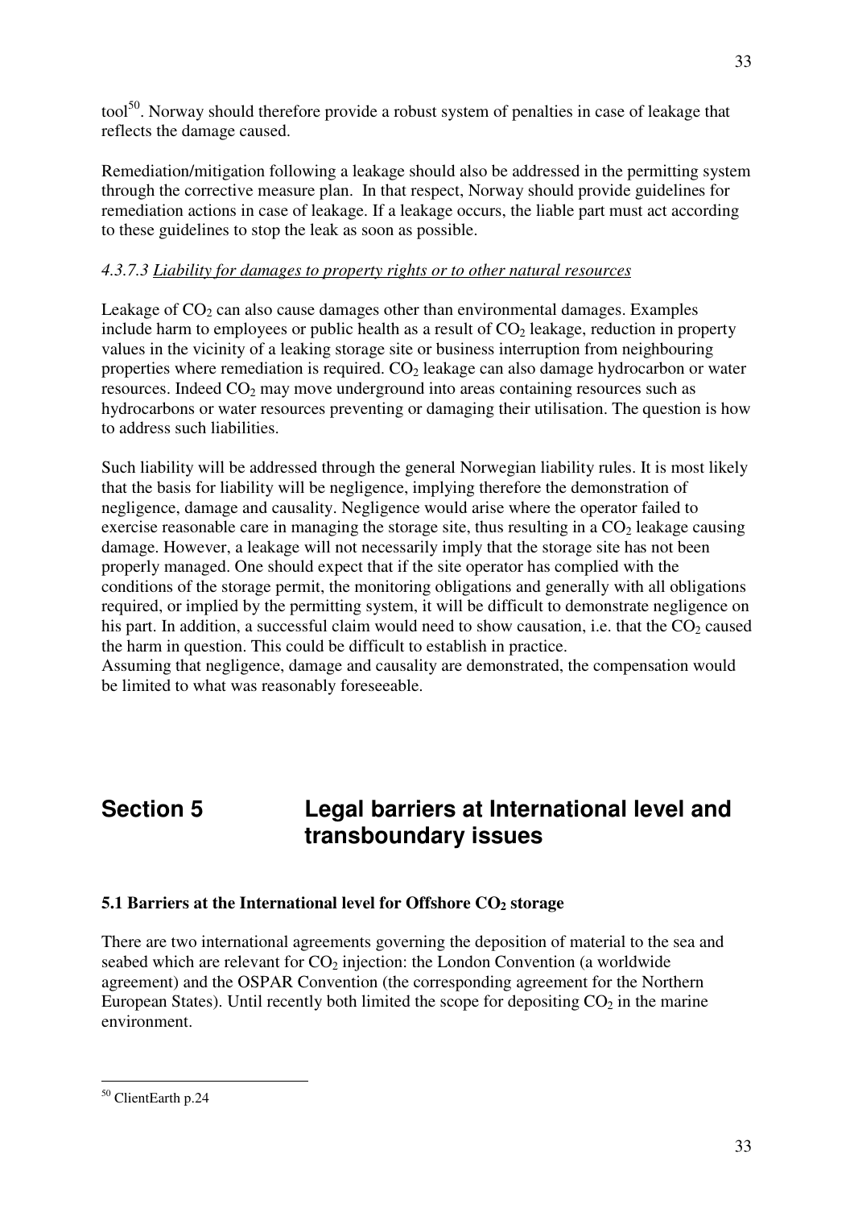tool[50]. Norway should therefore provide a robust system of penalties in case of leakage that reflects the damage caused.

Remediation/mitigation following a leakage should also be addressed in the permitting system through the corrective measure plan. In that respect, Norway should provide guidelines for remediation actions in case of leakage. If a leakage occurs, the liable part must act according to these guidelines to stop the leak as soon as possible.

#### *4.3.7.3 Liability for damages to property rights or to other natural resources*

Leakage of $CO_2$ can also cause damages other than environmental damages. Examples include harm to employees or public health as a result of $CO_2$ leakage, reduction in property values in the vicinity of a leaking storage site or business interruption from neighbouring properties where remediation is required. $CO_2$ leakage can also damage hydrocarbon or water resources. Indeed $CO_2$ may move underground into areas containing resources such as hydrocarbons or water resources preventing or damaging their utilisation. The question is how to address such liabilities.

Such liability will be addressed through the general Norwegian liability rules. It is most likely that the basis for liability will be negligence, implying therefore the demonstration of negligence, damage and causality. Negligence would arise where the operator failed to exercise reasonable care in managing the storage site, thus resulting in a $CO_2$ leakage causing damage. However, a leakage will not necessarily imply that the storage site has not been properly managed. One should expect that if the site operator has complied with the conditions of the storage permit, the monitoring obligations and generally with all obligations required, or implied by the permitting system, it will be difficult to demonstrate negligence on his part. In addition, a successful claim would need to show causation, i.e. that the $CO_2$ caused the harm in question. This could be difficult to establish in practice.
Assuming that negligence, damage and causality are demonstrated, the compensation would be limited to what was reasonably foreseeable.

# Section 5 Legal barriers at International level and transboundary issues

### 5.1 Barriers at the International level for Offshore $CO_2$ storage

There are two international agreements governing the deposition of material to the sea and seabed which are relevant for $CO_2$ injection: the London Convention (a worldwide agreement) and the OSPAR Convention (the corresponding agreement for the Northern European States). Until recently both limited the scope for depositing $CO_2$ in the marine environment.

[50] ClientEarth p.24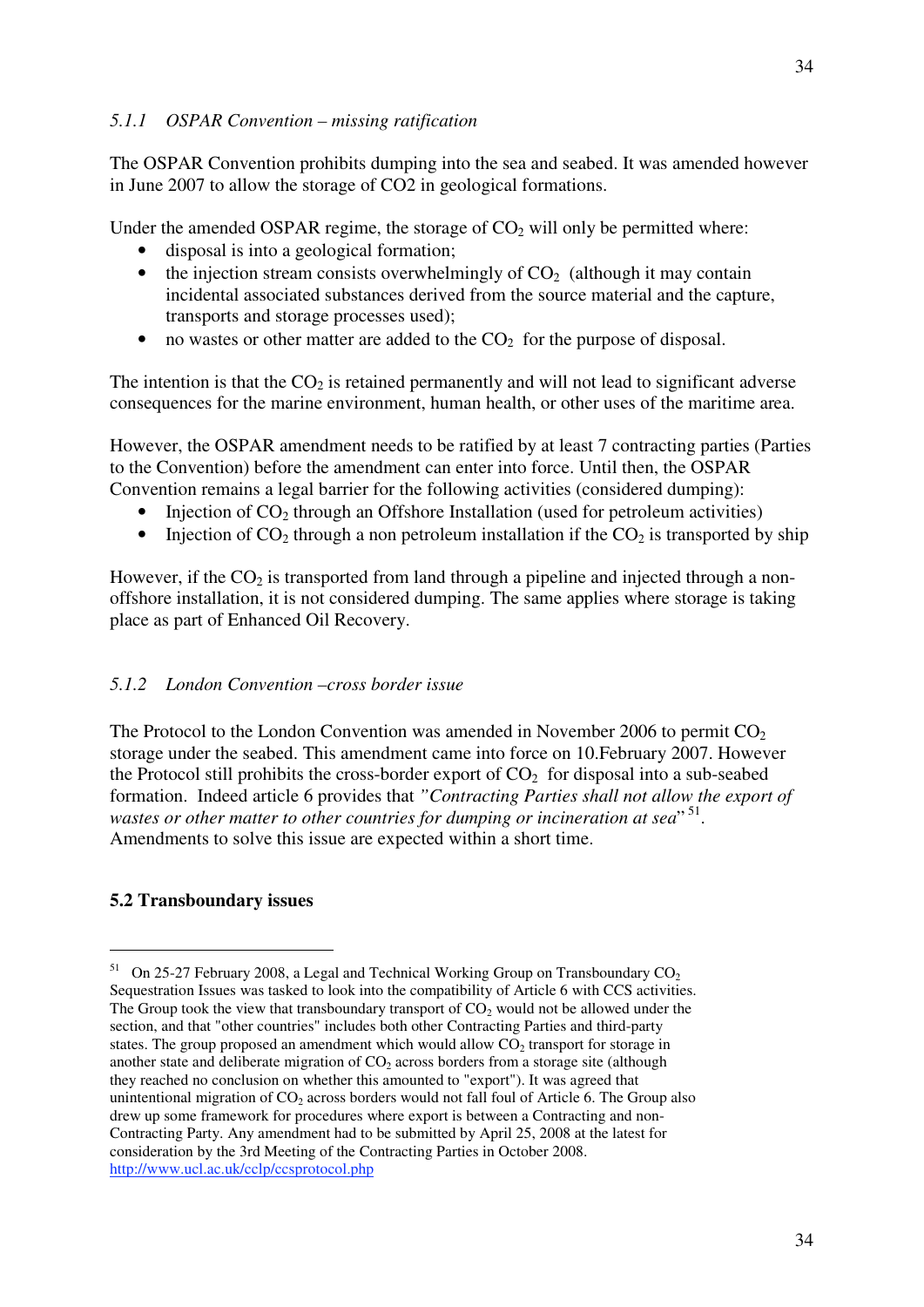### 5.1.1 *OSPAR Convention – missing ratification*

The OSPAR Convention prohibits dumping into the sea and seabed. It was amended however in June 2007 to allow the storage of CO2 in geological formations.

Under the amended OSPAR regime, the storage of $CO_2$ will only be permitted where:

- disposal is into a geological formation;
- the injection stream consists overwhelmingly of $CO_2$ (although it may contain incidental associated substances derived from the source material and the capture, transports and storage processes used);
- no wastes or other matter are added to the $CO_2$ for the purpose of disposal.

The intention is that the $CO_2$ is retained permanently and will not lead to significant adverse consequences for the marine environment, human health, or other uses of the maritime area.

However, the OSPAR amendment needs to be ratified by at least 7 contracting parties (Parties to the Convention) before the amendment can enter into force. Until then, the OSPAR Convention remains a legal barrier for the following activities (considered dumping):

- Injection of $CO_2$ through an Offshore Installation (used for petroleum activities)
- Injection of $CO_2$ through a non petroleum installation if the $CO_2$ is transported by ship

However, if the $CO_2$ is transported from land through a pipeline and injected through a non-offshore installation, it is not considered dumping. The same applies where storage is taking place as part of Enhanced Oil Recovery.

### 5.1.2 *London Convention –cross border issue*

The Protocol to the London Convention was amended in November 2006 to permit $CO_2$ storage under the seabed. This amendment came into force on 10.February 2007. However the Protocol still prohibits the cross-border export of $CO_2$ for disposal into a sub-seabed formation. Indeed article 6 provides that *"Contracting Parties shall not allow the export of wastes or other matter to other countries for dumping or incineration at sea*"[51]. Amendments to solve this issue are expected within a short time.

## 5.2 Transboundary issues

[51] On 25-27 February 2008, a Legal and Technical Working Group on Transboundary $CO_2$ Sequestration Issues was tasked to look into the compatibility of Article 6 with CCS activities. The Group took the view that transboundary transport of $CO_2$ would not be allowed under the section, and that "other countries" includes both other Contracting Parties and third-party states. The group proposed an amendment which would allow $CO_2$ transport for storage in another state and deliberate migration of $CO_2$ across borders from a storage site (although they reached no conclusion on whether this amounted to "export"). It was agreed that unintentional migration of $CO_2$ across borders would not fall foul of Article 6. The Group also drew up some framework for procedures where export is between a Contracting and non-Contracting Party. Any amendment had to be submitted by April 25, 2008 at the latest for consideration by the 3rd Meeting of the Contracting Parties in October 2008. http://www.ucl.ac.uk/cclp/ccsprotocol.php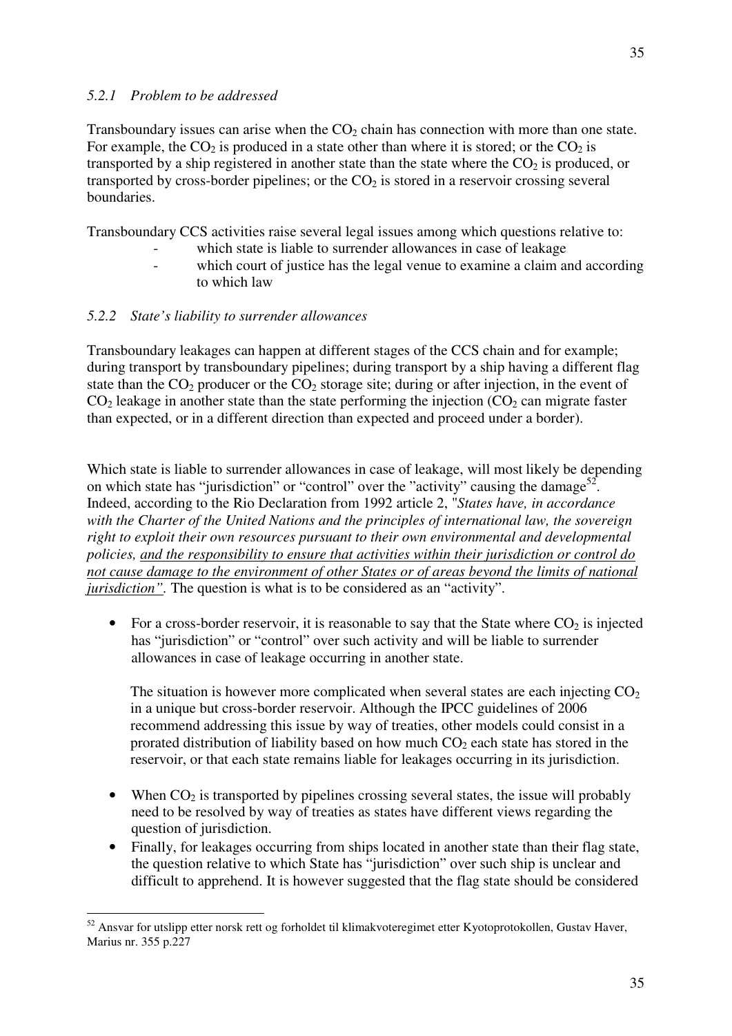### *5.2.1 Problem to be addressed*

Transboundary issues can arise when the $CO_2$ chain has connection with more than one state. For example, the $CO_2$ is produced in a state other than where it is stored; or the $CO_2$ is transported by a ship registered in another state than the state where the $CO_2$ is produced, or transported by cross-border pipelines; or the $CO_2$ is stored in a reservoir crossing several boundaries.

Transboundary CCS activities raise several legal issues among which questions relative to:

- which state is liable to surrender allowances in case of leakage
- which court of justice has the legal venue to examine a claim and according to which law

### *5.2.2 State's liability to surrender allowances*

Transboundary leakages can happen at different stages of the CCS chain and for example; during transport by transboundary pipelines; during transport by a ship having a different flag state than the $CO_2$ producer or the $CO_2$ storage site; during or after injection, in the event of $CO_2$ leakage in another state than the state performing the injection ($CO_2$ can migrate faster than expected, or in a different direction than expected and proceed under a border).

Which state is liable to surrender allowances in case of leakage, will most likely be depending on which state has "jurisdiction" or "control" over the "activity" causing the damage[52]. Indeed, according to the Rio Declaration from 1992 article 2, "*States have, in accordance with the Charter of the United Nations and the principles of international law, the sovereign right to exploit their own resources pursuant to their own environmental and developmental policies, <u>and the responsibility to ensure that activities within their jurisdiction or control do not cause damage to the environment of other States or of areas beyond the limits of national jurisdiction"</u>.* The question is what is to be considered as an "activity".

- For a cross-border reservoir, it is reasonable to say that the State where $CO_2$ is injected has "jurisdiction" or "control" over such activity and will be liable to surrender allowances in case of leakage occurring in another state.

  The situation is however more complicated when several states are each injecting $CO_2$ in a unique but cross-border reservoir. Although the IPCC guidelines of 2006 recommend addressing this issue by way of treaties, other models could consist in a prorated distribution of liability based on how much $CO_2$ each state has stored in the reservoir, or that each state remains liable for leakages occurring in its jurisdiction.

- When $CO_2$ is transported by pipelines crossing several states, the issue will probably need to be resolved by way of treaties as states have different views regarding the question of jurisdiction.
- Finally, for leakages occurring from ships located in another state than their flag state, the question relative to which State has "jurisdiction" over such ship is unclear and difficult to apprehend. It is however suggested that the flag state should be considered

[52] Ansvar for utslipp etter norsk rett og forholdet til klimakvoteregimet etter Kyotoprotokollen, Gustav Haver, Marius nr. 355 p.227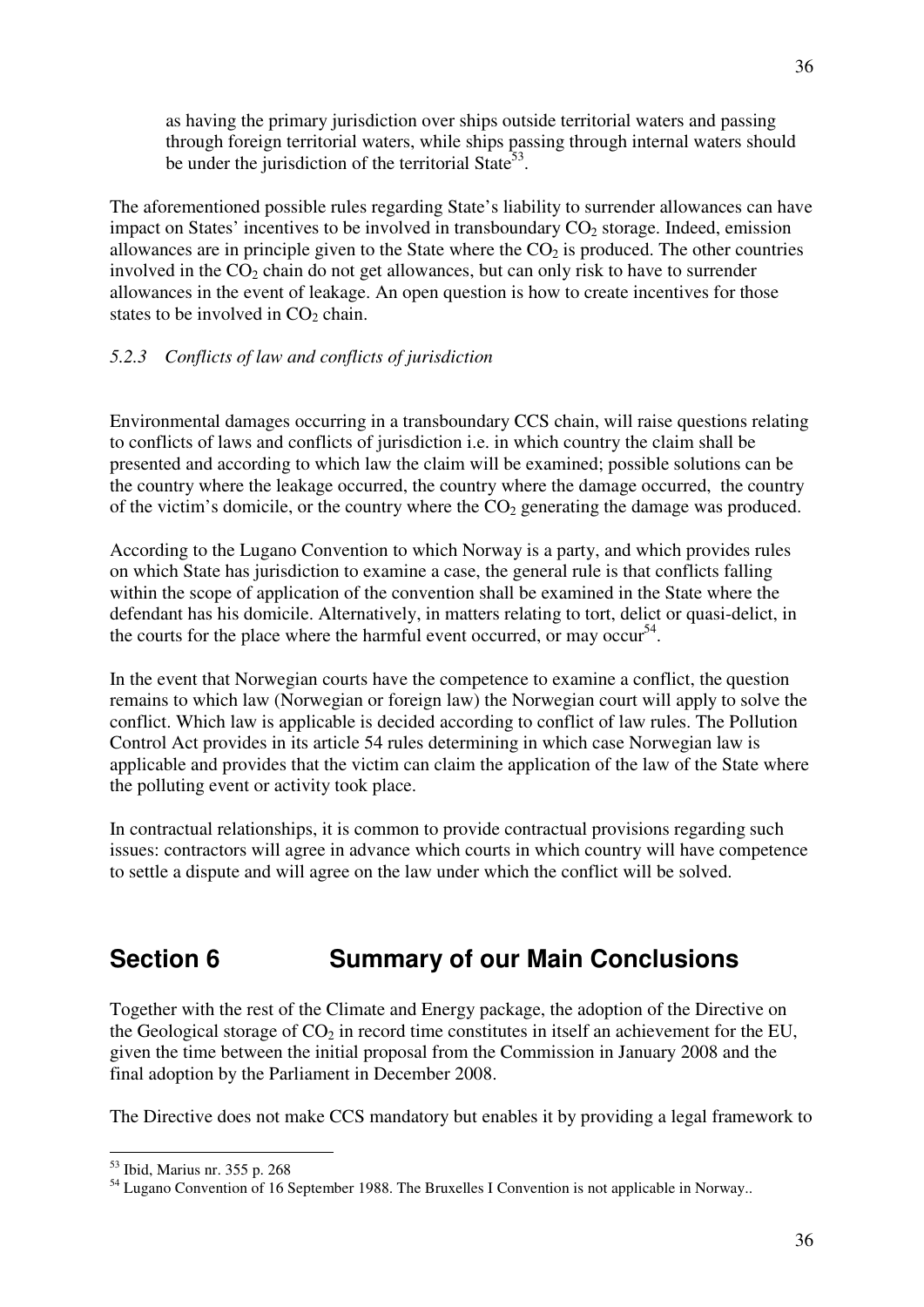as having the primary jurisdiction over ships outside territorial waters and passing through foreign territorial waters, while ships passing through internal waters should be under the jurisdiction of the territorial State[53].

The aforementioned possible rules regarding State's liability to surrender allowances can have impact on States' incentives to be involved in transboundary $CO_2$ storage. Indeed, emission allowances are in principle given to the State where the $CO_2$ is produced. The other countries involved in the $CO_2$ chain do not get allowances, but can only risk to have to surrender allowances in the event of leakage. An open question is how to create incentives for those states to be involved in $CO_2$ chain.

### *5.2.3 Conflicts of law and conflicts of jurisdiction*

Environmental damages occurring in a transboundary CCS chain, will raise questions relating to conflicts of laws and conflicts of jurisdiction i.e. in which country the claim shall be presented and according to which law the claim will be examined; possible solutions can be the country where the leakage occurred, the country where the damage occurred, the country of the victim's domicile, or the country where the $CO_2$ generating the damage was produced.

According to the Lugano Convention to which Norway is a party, and which provides rules on which State has jurisdiction to examine a case, the general rule is that conflicts falling within the scope of application of the convention shall be examined in the State where the defendant has his domicile. Alternatively, in matters relating to tort, delict or quasi-delict, in the courts for the place where the harmful event occurred, or may occur[54].

In the event that Norwegian courts have the competence to examine a conflict, the question remains to which law (Norwegian or foreign law) the Norwegian court will apply to solve the conflict. Which law is applicable is decided according to conflict of law rules. The Pollution Control Act provides in its article 54 rules determining in which case Norwegian law is applicable and provides that the victim can claim the application of the law of the State where the polluting event or activity took place.

In contractual relationships, it is common to provide contractual provisions regarding such issues: contractors will agree in advance which courts in which country will have competence to settle a dispute and will agree on the law under which the conflict will be solved.

## Section 6 Summary of our Main Conclusions

Together with the rest of the Climate and Energy package, the adoption of the Directive on the Geological storage of $CO_2$ in record time constitutes in itself an achievement for the EU, given the time between the initial proposal from the Commission in January 2008 and the final adoption by the Parliament in December 2008.

The Directive does not make CCS mandatory but enables it by providing a legal framework to

---

[53] Ibid, Marius nr. 355 p. 268

[54] Lugano Convention of 16 September 1988. The Bruxelles I Convention is not applicable in Norway..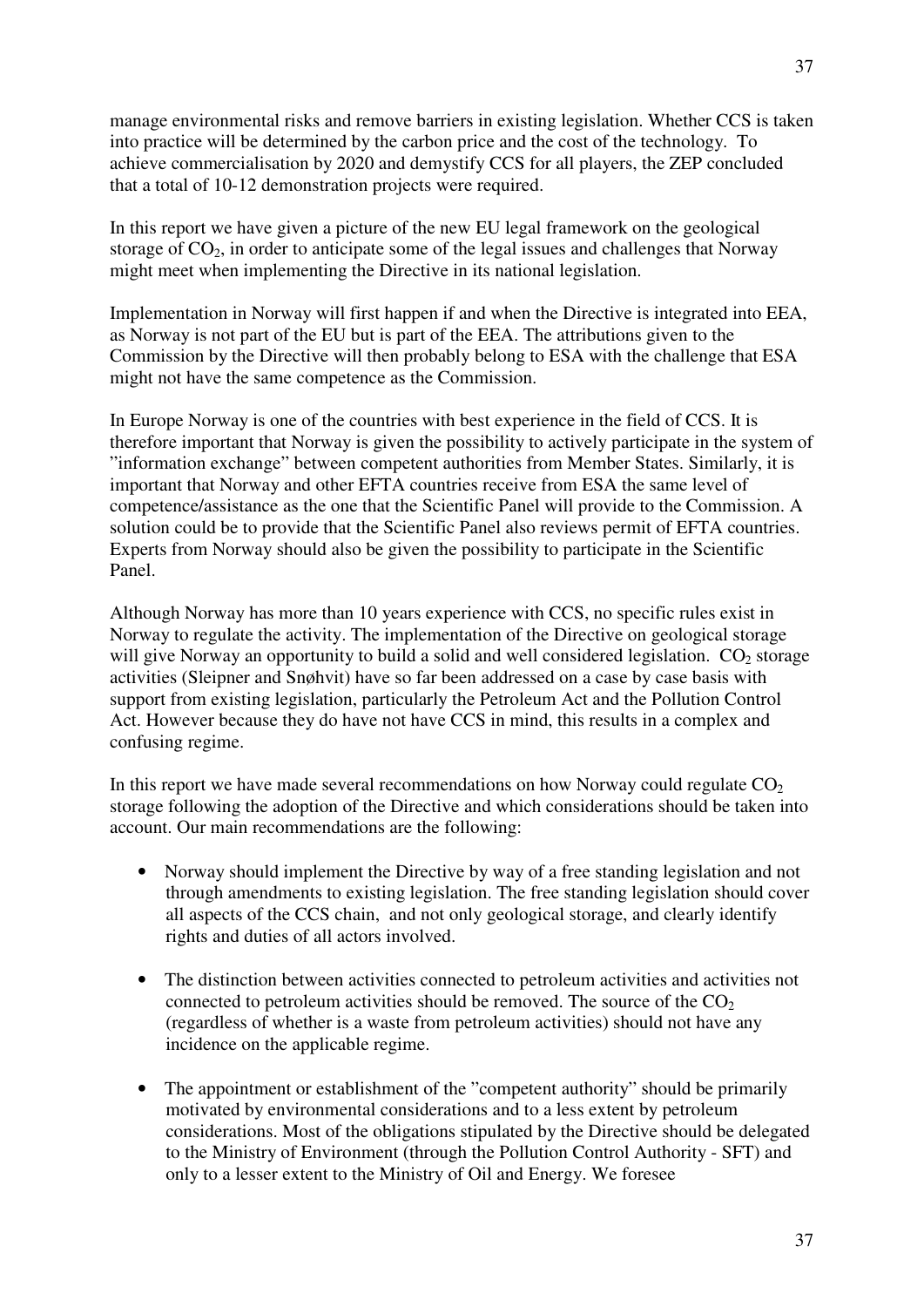manage environmental risks and remove barriers in existing legislation. Whether CCS is taken into practice will be determined by the carbon price and the cost of the technology. To achieve commercialisation by 2020 and demystify CCS for all players, the ZEP concluded that a total of 10-12 demonstration projects were required.

In this report we have given a picture of the new EU legal framework on the geological storage of $CO_2$, in order to anticipate some of the legal issues and challenges that Norway might meet when implementing the Directive in its national legislation.

Implementation in Norway will first happen if and when the Directive is integrated into EEA, as Norway is not part of the EU but is part of the EEA. The attributions given to the Commission by the Directive will then probably belong to ESA with the challenge that ESA might not have the same competence as the Commission.

In Europe Norway is one of the countries with best experience in the field of CCS. It is therefore important that Norway is given the possibility to actively participate in the system of "information exchange" between competent authorities from Member States. Similarly, it is important that Norway and other EFTA countries receive from ESA the same level of competence/assistance as the one that the Scientific Panel will provide to the Commission. A solution could be to provide that the Scientific Panel also reviews permit of EFTA countries. Experts from Norway should also be given the possibility to participate in the Scientific Panel.

Although Norway has more than 10 years experience with CCS, no specific rules exist in Norway to regulate the activity. The implementation of the Directive on geological storage will give Norway an opportunity to build a solid and well considered legislation. $CO_2$ storage activities (Sleipner and Snøhvit) have so far been addressed on a case by case basis with support from existing legislation, particularly the Petroleum Act and the Pollution Control Act. However because they do have not have CCS in mind, this results in a complex and confusing regime.

In this report we have made several recommendations on how Norway could regulate $CO_2$ storage following the adoption of the Directive and which considerations should be taken into account. Our main recommendations are the following:

- Norway should implement the Directive by way of a free standing legislation and not through amendments to existing legislation. The free standing legislation should cover all aspects of the CCS chain, and not only geological storage, and clearly identify rights and duties of all actors involved.

- The distinction between activities connected to petroleum activities and activities not connected to petroleum activities should be removed. The source of the $CO_2$ (regardless of whether is a waste from petroleum activities) should not have any incidence on the applicable regime.

- The appointment or establishment of the "competent authority" should be primarily motivated by environmental considerations and to a less extent by petroleum considerations. Most of the obligations stipulated by the Directive should be delegated to the Ministry of Environment (through the Pollution Control Authority - SFT) and only to a lesser extent to the Ministry of Oil and Energy. We foresee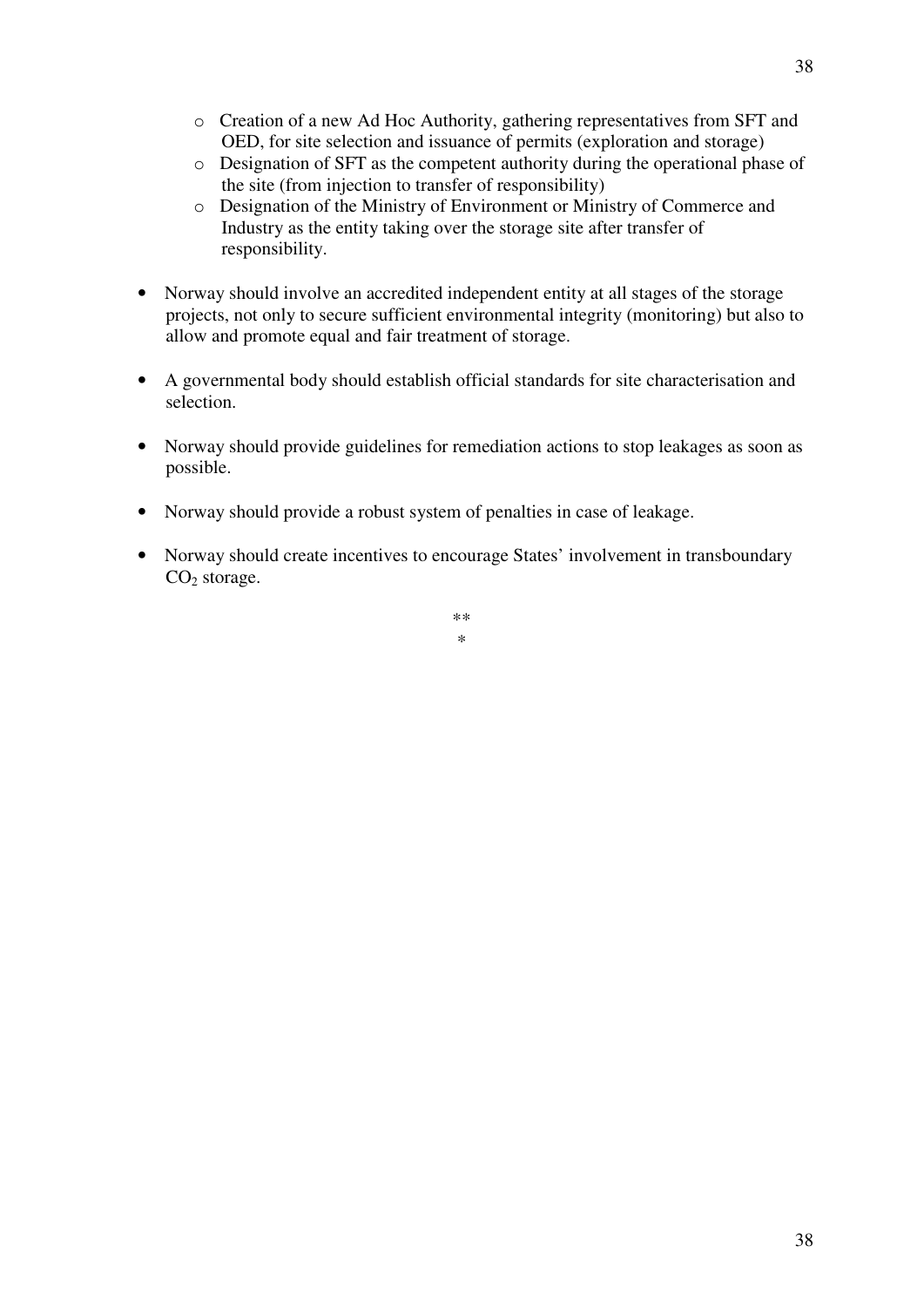- Creation of a new Ad Hoc Authority, gathering representatives from SFT and OED, for site selection and issuance of permits (exploration and storage)
  - Designation of SFT as the competent authority during the operational phase of the site (from injection to transfer of responsibility)
  - Designation of the Ministry of Environment or Ministry of Commerce and Industry as the entity taking over the storage site after transfer of responsibility.

- Norway should involve an accredited independent entity at all stages of the storage projects, not only to secure sufficient environmental integrity (monitoring) but also to allow and promote equal and fair treatment of storage.

- A governmental body should establish official standards for site characterisation and selection.

- Norway should provide guidelines for remediation actions to stop leakages as soon as possible.

- Norway should provide a robust system of penalties in case of leakage.

- Norway should create incentives to encourage States' involvement in transboundary $CO_2$ storage.

**
*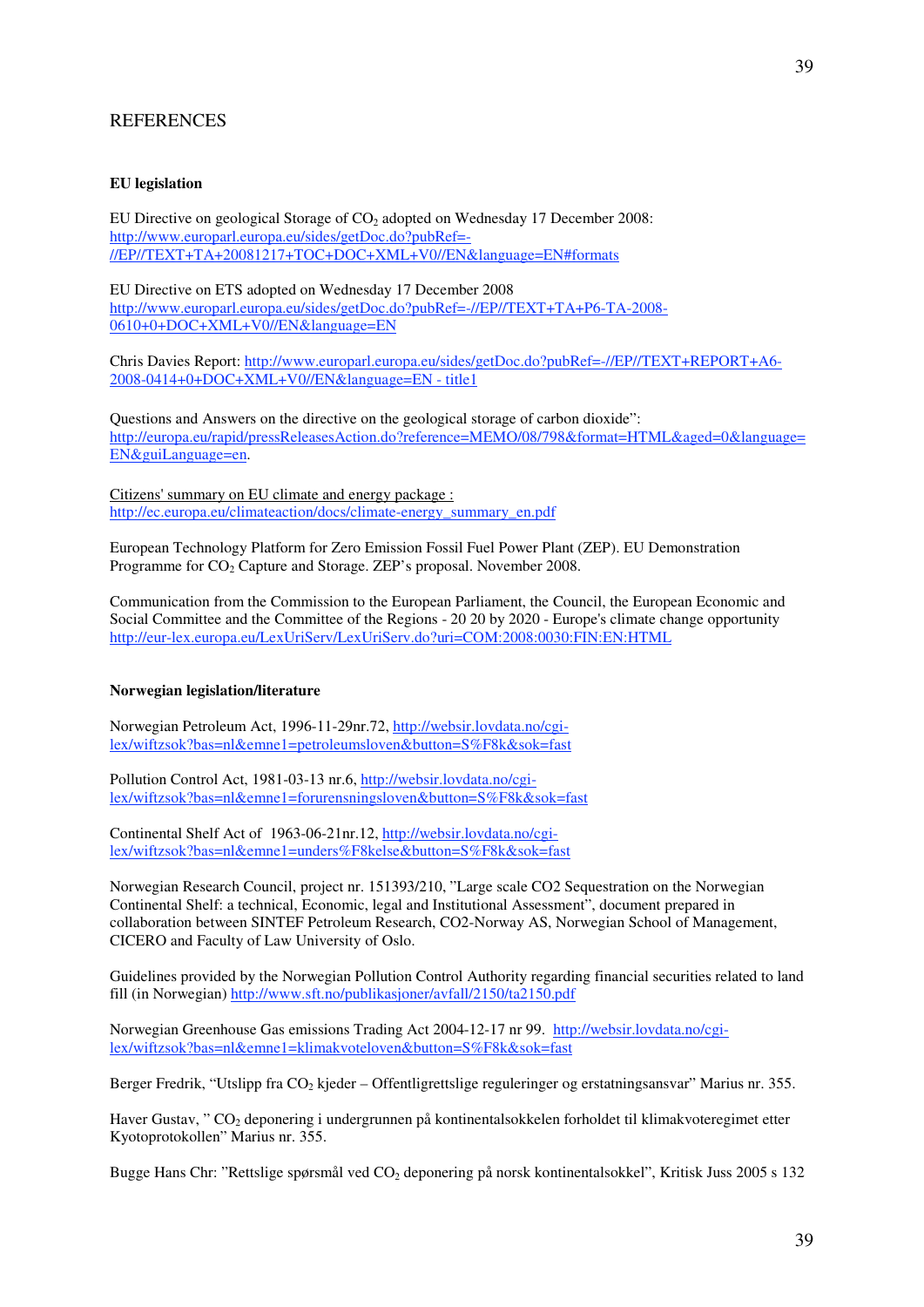# REFERENCES

**EU legislation**

EU Directive on geological Storage of $CO_2$ adopted on Wednesday 17 December 2008: http://www.europarl.europa.eu/sides/getDoc.do?pubRef=-//EP//TEXT+TA+20081217+TOC+DOC+XML+V0//EN&language=EN#formats

EU Directive on ETS adopted on Wednesday 17 December 2008 http://www.europarl.europa.eu/sides/getDoc.do?pubRef=-//EP//TEXT+TA+P6-TA-2008-0610+0+DOC+XML+V0//EN&language=EN

Chris Davies Report: http://www.europarl.europa.eu/sides/getDoc.do?pubRef=-//EP//TEXT+REPORT+A6-2008-0414+0+DOC+XML+V0//EN&language=EN - title1

Questions and Answers on the directive on the geological storage of carbon dioxide": http://europa.eu/rapid/pressReleasesAction.do?reference=MEMO/08/798&format=HTML&aged=0&language=EN&guiLanguage=en.

Citizens' summary on EU climate and energy package : http://ec.europa.eu/climateaction/docs/climate-energy_summary_en.pdf

European Technology Platform for Zero Emission Fossil Fuel Power Plant (ZEP). EU Demonstration Programme for $CO_2$ Capture and Storage. ZEP's proposal. November 2008.

Communication from the Commission to the European Parliament, the Council, the European Economic and Social Committee and the Committee of the Regions - 20 20 by 2020 - Europe's climate change opportunity http://eur-lex.europa.eu/LexUriServ/LexUriServ.do?uri=COM:2008:0030:FIN:EN:HTML

**Norwegian legislation/literature**

Norwegian Petroleum Act, 1996-11-29nr.72, http://websir.lovdata.no/cgi-lex/wiftzsok?bas=nl&emne1=petroleumsloven&button=S%F8k&sok=fast

Pollution Control Act, 1981-03-13 nr.6, http://websir.lovdata.no/cgi-lex/wiftzsok?bas=nl&emne1=forurensningsloven&button=S%F8k&sok=fast

Continental Shelf Act of 1963-06-21nr.12, http://websir.lovdata.no/cgi-lex/wiftzsok?bas=nl&emne1=unders%F8kelse&button=S%F8k&sok=fast

Norwegian Research Council, project nr. 151393/210, "Large scale CO2 Sequestration on the Norwegian Continental Shelf: a technical, Economic, legal and Institutional Assessment", document prepared in collaboration between SINTEF Petroleum Research, CO2-Norway AS, Norwegian School of Management, CICERO and Faculty of Law University of Oslo.

Guidelines provided by the Norwegian Pollution Control Authority regarding financial securities related to land fill (in Norwegian) http://www.sft.no/publikasjoner/avfall/2150/ta2150.pdf

Norwegian Greenhouse Gas emissions Trading Act 2004-12-17 nr 99. http://websir.lovdata.no/cgi-lex/wiftzsok?bas=nl&emne1=klimakvoteloven&button=S%F8k&sok=fast

Berger Fredrik, "Utslipp fra $CO_2$ kjeder – Offentligrettslige reguleringer og erstatningsansvar" Marius nr. 355.

Haver Gustav, " $CO_2$ deponering i undergrunnen på kontinentalsokkelen forholdet til klimakvoteregimet etter Kyotoprotokollen" Marius nr. 355.

Bugge Hans Chr: "Rettslige spørsmål ved $CO_2$ deponering på norsk kontinentalsokkel", Kritisk Juss 2005 s 132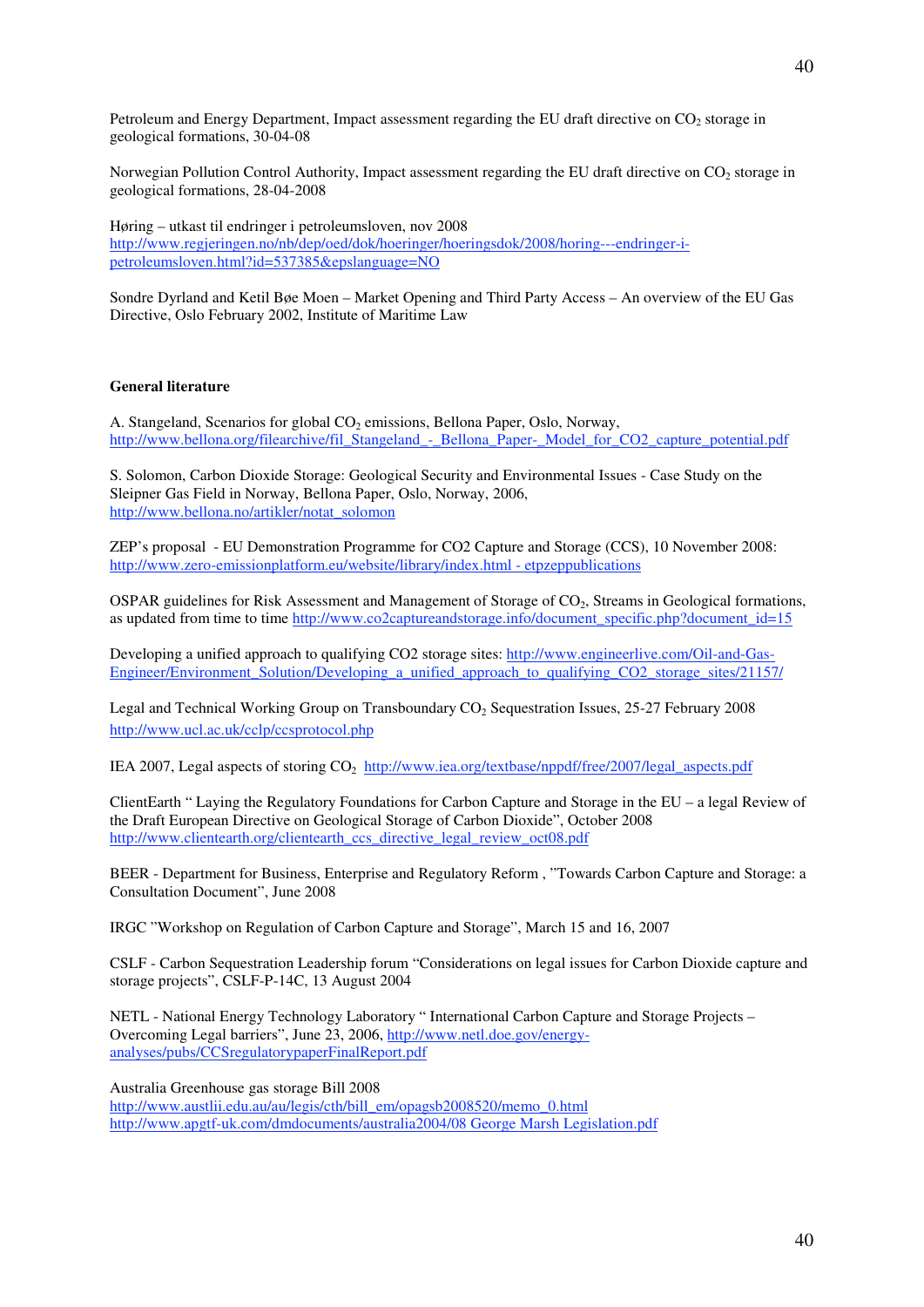Petroleum and Energy Department, Impact assessment regarding the EU draft directive on $CO_2$ storage in geological formations, 30-04-08

Norwegian Pollution Control Authority, Impact assessment regarding the EU draft directive on $CO_2$ storage in geological formations, 28-04-2008

Høring – utkast til endringer i petroleumsloven, nov 2008
http://www.regjeringen.no/nb/dep/oed/dok/hoeringer/hoeringsdok/2008/horing---endringer-i-petroleumsloven.html?id=537385&epslanguage=NO

Sondre Dyrland and Ketil Bøe Moen – Market Opening and Third Party Access – An overview of the EU Gas Directive, Oslo February 2002, Institute of Maritime Law

**General literature**

A. Stangeland, Scenarios for global $CO_2$ emissions, Bellona Paper, Oslo, Norway,
http://www.bellona.org/filearchive/fil_Stangeland_-_Bellona_Paper-_Model_for_CO2_capture_potential.pdf

S. Solomon, Carbon Dioxide Storage: Geological Security and Environmental Issues - Case Study on the Sleipner Gas Field in Norway, Bellona Paper, Oslo, Norway, 2006,
http://www.bellona.no/artikler/notat_solomon

ZEP's proposal - EU Demonstration Programme for CO2 Capture and Storage (CCS), 10 November 2008:
http://www.zero-emissionplatform.eu/website/library/index.html - etpzeppublications

OSPAR guidelines for Risk Assessment and Management of Storage of $CO_2$, Streams in Geological formations, as updated from time to time http://www.co2captureandstorage.info/document_specific.php?document_id=15

Developing a unified approach to qualifying CO2 storage sites: http://www.engineerlive.com/Oil-and-Gas-Engineer/Environment_Solution/Developing_a_unified_approach_to_qualifying_CO2_storage_sites/21157/

Legal and Technical Working Group on Transboundary $CO_2$ Sequestration Issues, 25-27 February 2008
http://www.ucl.ac.uk/cclp/ccsprotocol.php

IEA 2007, Legal aspects of storing $CO_2$ http://www.iea.org/textbase/nppdf/free/2007/legal_aspects.pdf

ClientEarth " Laying the Regulatory Foundations for Carbon Capture and Storage in the EU – a legal Review of the Draft European Directive on Geological Storage of Carbon Dioxide", October 2008
http://www.clientearth.org/clientearth_ccs_directive_legal_review_oct08.pdf

BEER - Department for Business, Enterprise and Regulatory Reform , "Towards Carbon Capture and Storage: a Consultation Document", June 2008

IRGC "Workshop on Regulation of Carbon Capture and Storage", March 15 and 16, 2007

CSLF - Carbon Sequestration Leadership forum "Considerations on legal issues for Carbon Dioxide capture and storage projects", CSLF-P-14C, 13 August 2004

NETL - National Energy Technology Laboratory " International Carbon Capture and Storage Projects – Overcoming Legal barriers", June 23, 2006, http://www.netl.doe.gov/energy-analyses/pubs/CCSregulatorypaperFinalReport.pdf

Australia Greenhouse gas storage Bill 2008
http://www.austlii.edu.au/au/legis/cth/bill_em/opagsb2008520/memo_0.html
http://www.apgtf-uk.com/dmdocuments/australia2004/08 George Marsh Legislation.pdf